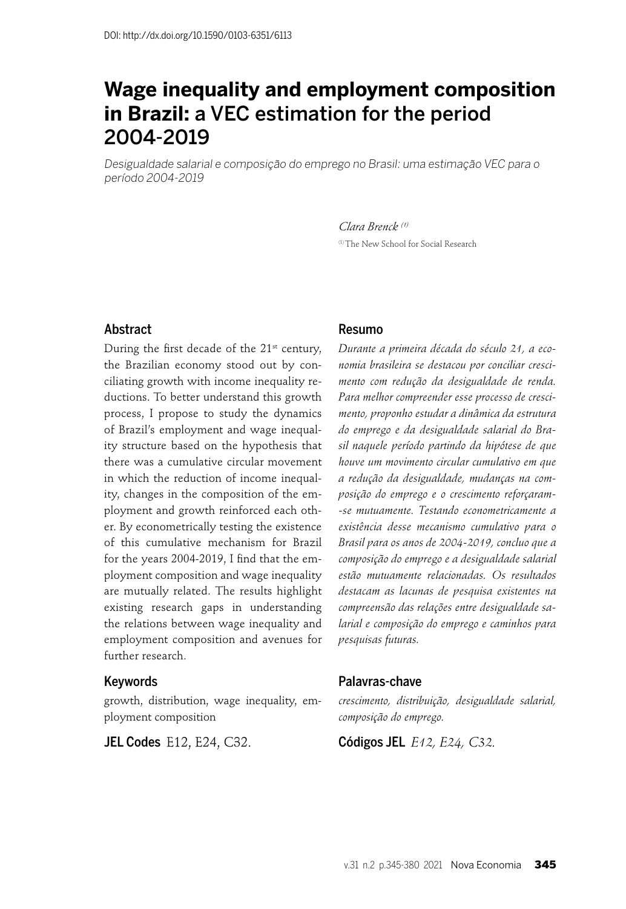DOI: http://dx.doi.org/10.1590/0103-6351/6113

# Wage inequality and employment composition in Brazil: a VEC estimation for the period 2004-2019

*Desigualdade salarial e composição do emprego no Brasil: uma estimação VEC para o período 2004-2019*

*Clara Brenck* [1]

[1] The New School for Social Research

## Abstract

During the first decade of the 21st century, the Brazilian economy stood out by conciliating growth with income inequality reductions. To better understand this growth process, I propose to study the dynamics of Brazil's employment and wage inequality structure based on the hypothesis that there was a cumulative circular movement in which the reduction of income inequality, changes in the composition of the employment and growth reinforced each other. By econometrically testing the existence of this cumulative mechanism for Brazil for the years 2004-2019, I find that the employment composition and wage inequality are mutually related. The results highlight existing research gaps in understanding the relations between wage inequality and employment composition and avenues for further research.

## Keywords

growth, distribution, wage inequality, employment composition

**JEL Codes** E12, E24, C32.

## Resumo

*Durante a primeira década do século 21, a economia brasileira se destacou por conciliar crescimento com redução da desigualdade de renda. Para melhor compreender esse processo de crescimento, proponho estudar a dinâmica da estrutura do emprego e da desigualdade salarial do Brasil naquele período partindo da hipótese de que houve um movimento circular cumulativo em que a redução da desigualdade, mudanças na composição do emprego e o crescimento reforçaram-se mutuamente. Testando econometricamente a existência desse mecanismo cumulativo para o Brasil para os anos de 2004-2019, concluo que a composição do emprego e a desigualdade salarial estão mutuamente relacionadas. Os resultados destacam as lacunas de pesquisa existentes na compreensão das relações entre desigualdade salarial e composição do emprego e caminhos para pesquisas futuras.*

## Palavras-chave

*crescimento, distribuição, desigualdade salarial, composição do emprego.*

**Códigos JEL** *E12, E24, C32.*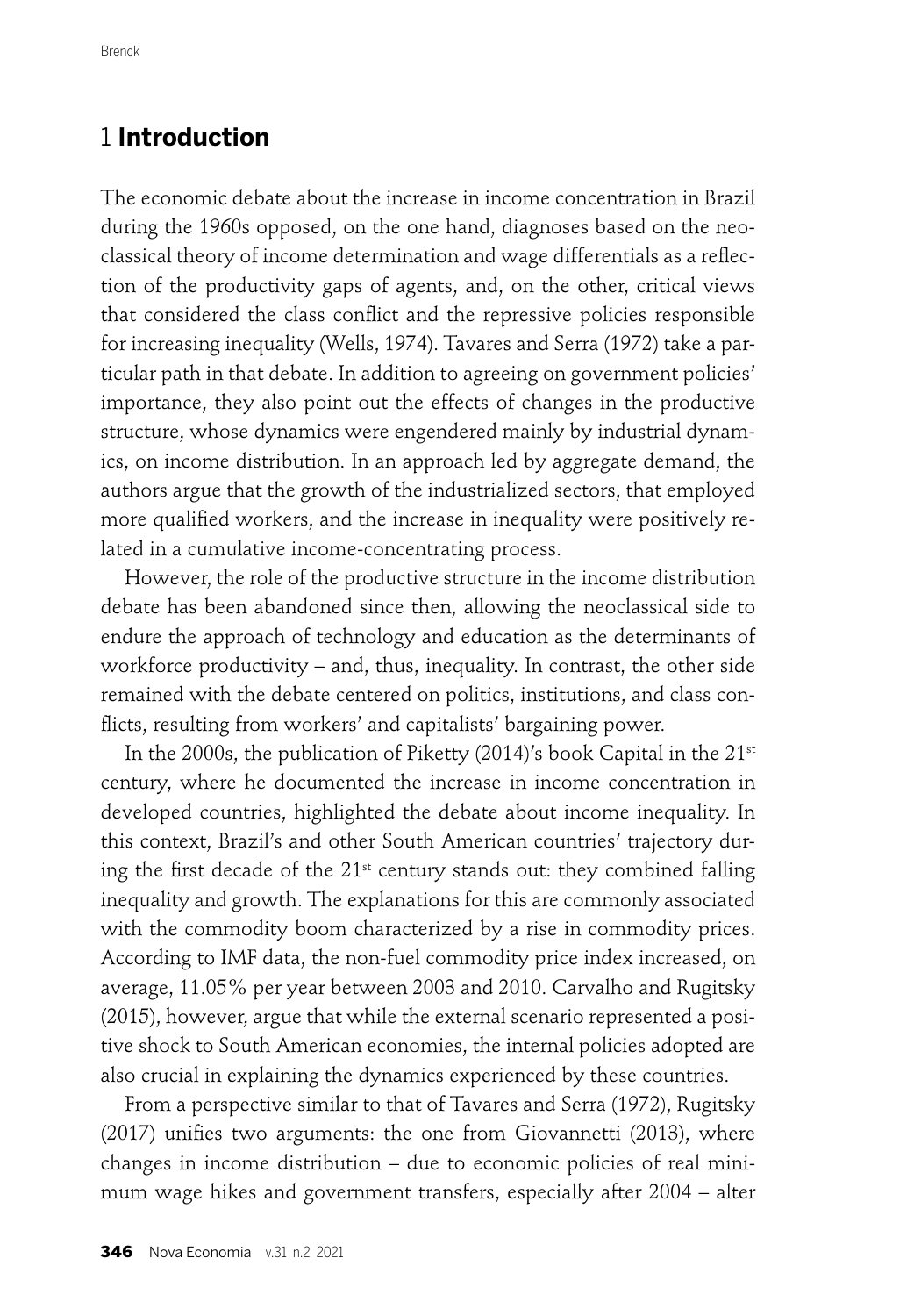# 1 **Introduction**

The economic debate about the increase in income concentration in Brazil during the 1960s opposed, on the one hand, diagnoses based on the neoclassical theory of income determination and wage differentials as a reflection of the productivity gaps of agents, and, on the other, critical views that considered the class conflict and the repressive policies responsible for increasing inequality (Wells, 1974). Tavares and Serra (1972) take a particular path in that debate. In addition to agreeing on government policies' importance, they also point out the effects of changes in the productive structure, whose dynamics were engendered mainly by industrial dynamics, on income distribution. In an approach led by aggregate demand, the authors argue that the growth of the industrialized sectors, that employed more qualified workers, and the increase in inequality were positively related in a cumulative income-concentrating process.

However, the role of the productive structure in the income distribution debate has been abandoned since then, allowing the neoclassical side to endure the approach of technology and education as the determinants of workforce productivity – and, thus, inequality. In contrast, the other side remained with the debate centered on politics, institutions, and class conflicts, resulting from workers' and capitalists' bargaining power.

In the 2000s, the publication of Piketty (2014)'s book Capital in the 21st century, where he documented the increase in income concentration in developed countries, highlighted the debate about income inequality. In this context, Brazil's and other South American countries' trajectory during the first decade of the 21st century stands out: they combined falling inequality and growth. The explanations for this are commonly associated with the commodity boom characterized by a rise in commodity prices. According to IMF data, the non-fuel commodity price index increased, on average, 11.05% per year between 2003 and 2010. Carvalho and Rugitsky (2015), however, argue that while the external scenario represented a positive shock to South American economies, the internal policies adopted are also crucial in explaining the dynamics experienced by these countries.

From a perspective similar to that of Tavares and Serra (1972), Rugitsky (2017) unifies two arguments: the one from Giovannetti (2013), where changes in income distribution – due to economic policies of real minimum wage hikes and government transfers, especially after 2004 – alter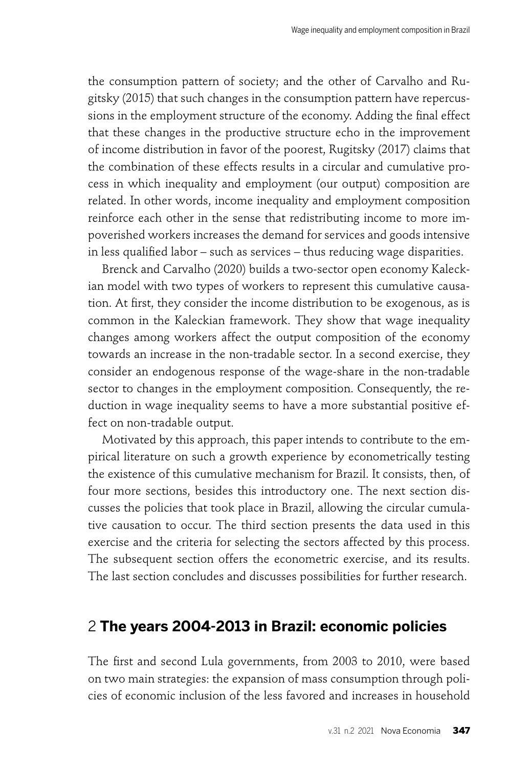the consumption pattern of society; and the other of Carvalho and Rugitsky (2015) that such changes in the consumption pattern have repercussions in the employment structure of the economy. Adding the final effect that these changes in the productive structure echo in the improvement of income distribution in favor of the poorest, Rugitsky (2017) claims that the combination of these effects results in a circular and cumulative process in which inequality and employment (our output) composition are related. In other words, income inequality and employment composition reinforce each other in the sense that redistributing income to more impoverished workers increases the demand for services and goods intensive in less qualified labor – such as services – thus reducing wage disparities.

Brenck and Carvalho (2020) builds a two-sector open economy Kaleckian model with two types of workers to represent this cumulative causation. At first, they consider the income distribution to be exogenous, as is common in the Kaleckian framework. They show that wage inequality changes among workers affect the output composition of the economy towards an increase in the non-tradable sector. In a second exercise, they consider an endogenous response of the wage-share in the non-tradable sector to changes in the employment composition. Consequently, the reduction in wage inequality seems to have a more substantial positive effect on non-tradable output.

Motivated by this approach, this paper intends to contribute to the empirical literature on such a growth experience by econometrically testing the existence of this cumulative mechanism for Brazil. It consists, then, of four more sections, besides this introductory one. The next section discusses the policies that took place in Brazil, allowing the circular cumulative causation to occur. The third section presents the data used in this exercise and the criteria for selecting the sectors affected by this process. The subsequent section offers the econometric exercise, and its results. The last section concludes and discusses possibilities for further research.

## 2 The years 2004-2013 in Brazil: economic policies

The first and second Lula governments, from 2003 to 2010, were based on two main strategies: the expansion of mass consumption through policies of economic inclusion of the less favored and increases in household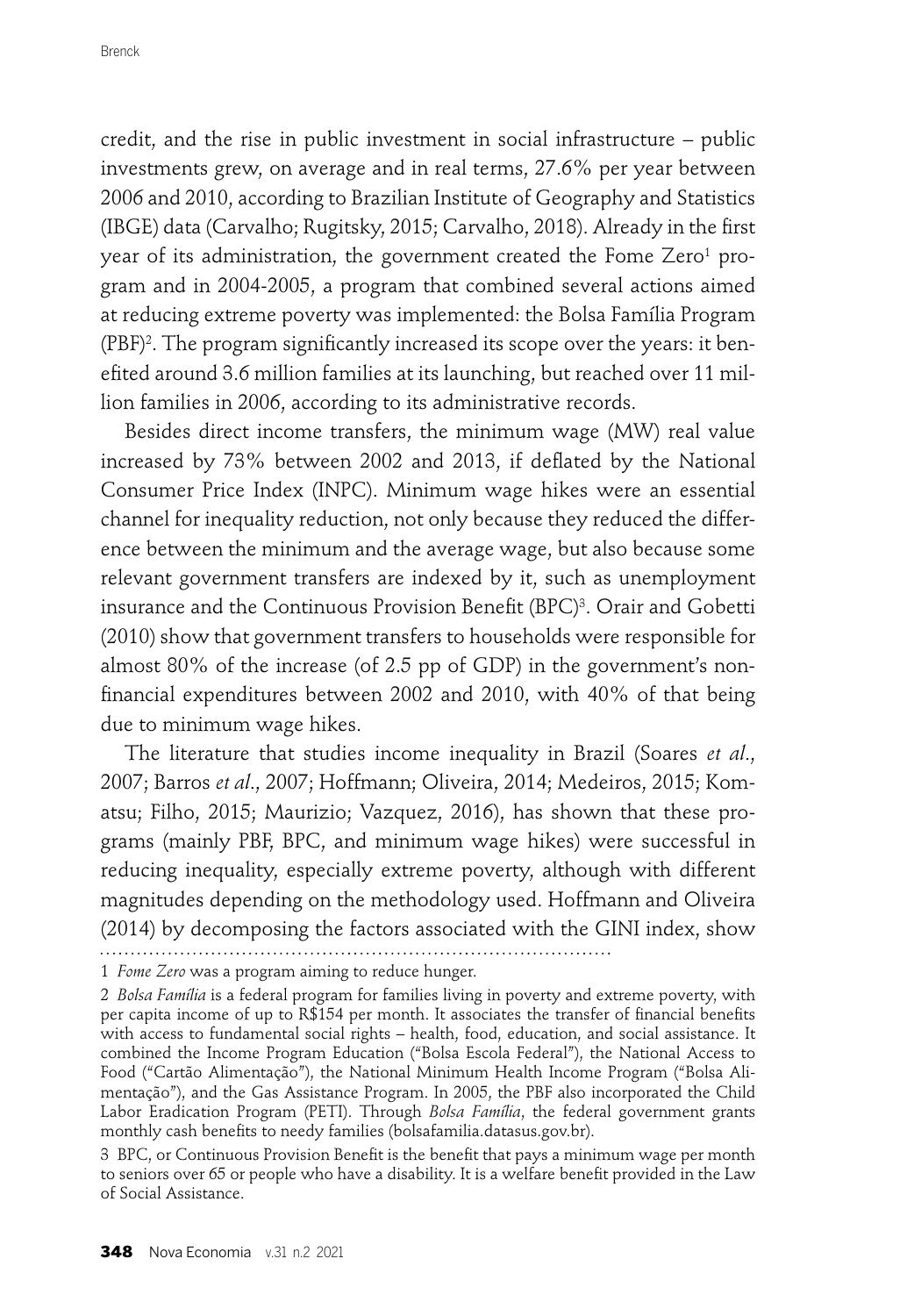credit, and the rise in public investment in social infrastructure – public investments grew, on average and in real terms, 27.6% per year between 2006 and 2010, according to Brazilian Institute of Geography and Statistics (IBGE) data (Carvalho; Rugitsky, 2015; Carvalho, 2018). Already in the first year of its administration, the government created the Fome Zero[1] program and in 2004-2005, a program that combined several actions aimed at reducing extreme poverty was implemented: the Bolsa Família Program (PBF)[2]. The program significantly increased its scope over the years: it benefited around 3.6 million families at its launching, but reached over 11 million families in 2006, according to its administrative records.

Besides direct income transfers, the minimum wage (MW) real value increased by 73% between 2002 and 2013, if deflated by the National Consumer Price Index (INPC). Minimum wage hikes were an essential channel for inequality reduction, not only because they reduced the difference between the minimum and the average wage, but also because some relevant government transfers are indexed by it, such as unemployment insurance and the Continuous Provision Benefit (BPC)[3]. Orair and Gobetti (2010) show that government transfers to households were responsible for almost 80% of the increase (of 2.5 pp of GDP) in the government's non-financial expenditures between 2002 and 2010, with 40% of that being due to minimum wage hikes.

The literature that studies income inequality in Brazil (Soares *et al*., 2007; Barros *et al*., 2007; Hoffmann; Oliveira, 2014; Medeiros, 2015; Komatsu; Filho, 2015; Maurizio; Vazquez, 2016), has shown that these programs (mainly PBF, BPC, and minimum wage hikes) were successful in reducing inequality, especially extreme poverty, although with different magnitudes depending on the methodology used. Hoffmann and Oliveira (2014) by decomposing the factors associated with the GINI index, show

---

1 *Fome Zero* was a program aiming to reduce hunger.

2 *Bolsa Família* is a federal program for families living in poverty and extreme poverty, with per capita income of up to R$154 per month. It associates the transfer of financial benefits with access to fundamental social rights – health, food, education, and social assistance. It combined the Income Program Education ("Bolsa Escola Federal"), the National Access to Food ("Cartão Alimentação"), the National Minimum Health Income Program ("Bolsa Alimentação"), and the Gas Assistance Program. In 2005, the PBF also incorporated the Child Labor Eradication Program (PETI). Through *Bolsa Família*, the federal government grants monthly cash benefits to needy families (bolsafamilia.datasus.gov.br).

3 BPC, or Continuous Provision Benefit is the benefit that pays a minimum wage per month to seniors over 65 or people who have a disability. It is a welfare benefit provided in the Law of Social Assistance.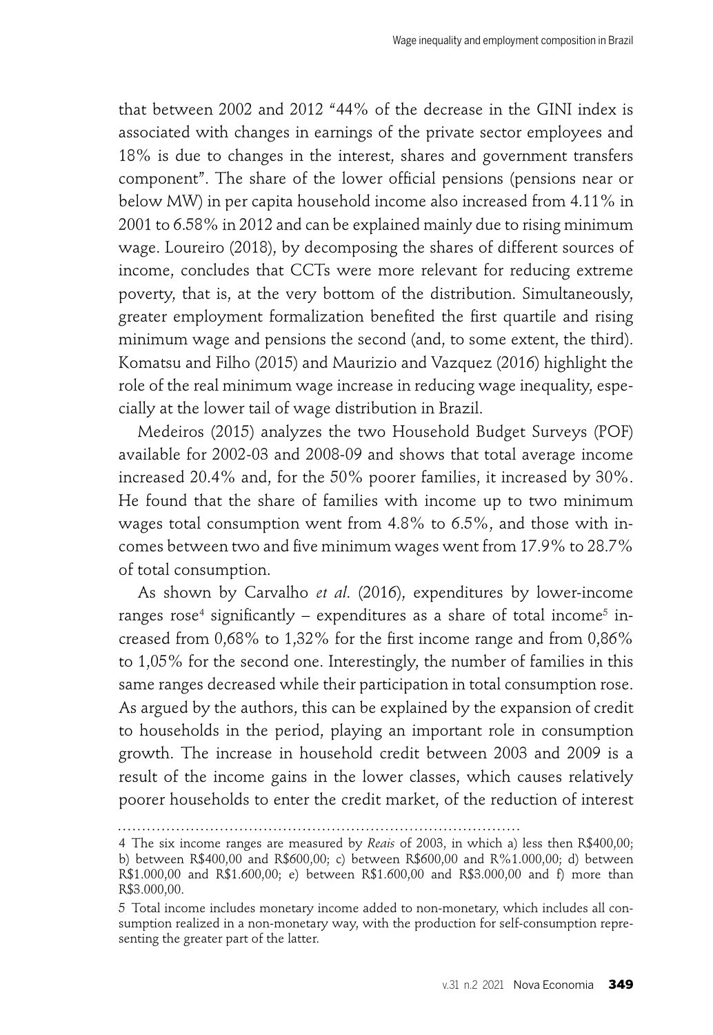that between 2002 and 2012 "44% of the decrease in the GINI index is associated with changes in earnings of the private sector employees and 18% is due to changes in the interest, shares and government transfers component". The share of the lower official pensions (pensions near or below MW) in per capita household income also increased from 4.11% in 2001 to 6.58% in 2012 and can be explained mainly due to rising minimum wage. Loureiro (2018), by decomposing the shares of different sources of income, concludes that CCTs were more relevant for reducing extreme poverty, that is, at the very bottom of the distribution. Simultaneously, greater employment formalization benefited the first quartile and rising minimum wage and pensions the second (and, to some extent, the third). Komatsu and Filho (2015) and Maurizio and Vazquez (2016) highlight the role of the real minimum wage increase in reducing wage inequality, especially at the lower tail of wage distribution in Brazil.

Medeiros (2015) analyzes the two Household Budget Surveys (POF) available for 2002-03 and 2008-09 and shows that total average income increased 20.4% and, for the 50% poorer families, it increased by 30%. He found that the share of families with income up to two minimum wages total consumption went from 4.8% to 6.5%, and those with incomes between two and five minimum wages went from 17.9% to 28.7% of total consumption.

As shown by Carvalho *et al*. (2016), expenditures by lower-income ranges rose[4] significantly – expenditures as a share of total income[5] increased from 0,68% to 1,32% for the first income range and from 0,86% to 1,05% for the second one. Interestingly, the number of families in this same ranges decreased while their participation in total consumption rose. As argued by the authors, this can be explained by the expansion of credit to households in the period, playing an important role in consumption growth. The increase in household credit between 2003 and 2009 is a result of the income gains in the lower classes, which causes relatively poorer households to enter the credit market, of the reduction of interest

---

4 The six income ranges are measured by *Reais* of 2003, in which a) less then R$400,00; b) between R$400,00 and R$600,00; c) between R$600,00 and R%1.000,00; d) between R$1.000,00 and R$1.600,00; e) between R$1.600,00 and R$3.000,00 and f) more than R$3.000,00.

5 Total income includes monetary income added to non-monetary, which includes all consumption realized in a non-monetary way, with the production for self-consumption representing the greater part of the latter.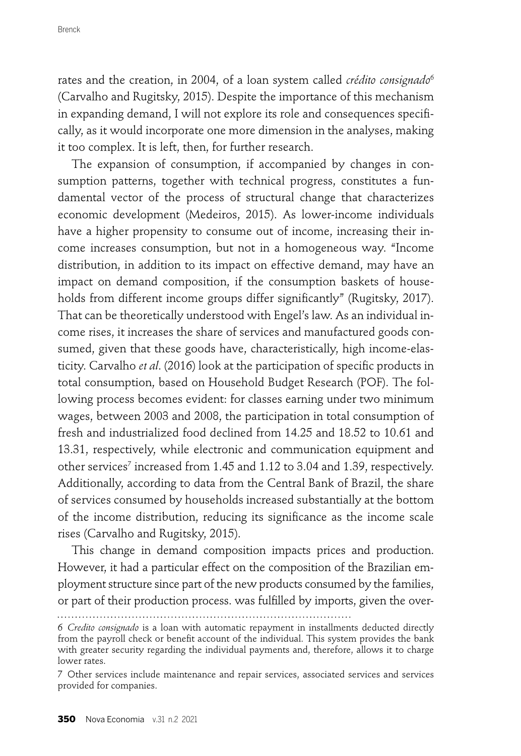rates and the creation, in 2004, of a loan system called *crédito consignado*[6] (Carvalho and Rugitsky, 2015). Despite the importance of this mechanism in expanding demand, I will not explore its role and consequences specifically, as it would incorporate one more dimension in the analyses, making it too complex. It is left, then, for further research.

The expansion of consumption, if accompanied by changes in consumption patterns, together with technical progress, constitutes a fundamental vector of the process of structural change that characterizes economic development (Medeiros, 2015). As lower-income individuals have a higher propensity to consume out of income, increasing their income increases consumption, but not in a homogeneous way. "Income distribution, in addition to its impact on effective demand, may have an impact on demand composition, if the consumption baskets of households from different income groups differ significantly" (Rugitsky, 2017). That can be theoretically understood with Engel's law. As an individual income rises, it increases the share of services and manufactured goods consumed, given that these goods have, characteristically, high income-elasticity. Carvalho *et al*. (2016) look at the participation of specific products in total consumption, based on Household Budget Research (POF). The following process becomes evident: for classes earning under two minimum wages, between 2003 and 2008, the participation in total consumption of fresh and industrialized food declined from 14.25 and 18.52 to 10.61 and 13.31, respectively, while electronic and communication equipment and other services[7] increased from 1.45 and 1.12 to 3.04 and 1.39, respectively. Additionally, according to data from the Central Bank of Brazil, the share of services consumed by households increased substantially at the bottom of the income distribution, reducing its significance as the income scale rises (Carvalho and Rugitsky, 2015).

This change in demand composition impacts prices and production. However, it had a particular effect on the composition of the Brazilian employment structure since part of the new products consumed by the families, or part of their production process. was fulfilled by imports, given the over-

6 *Credito consignado* is a loan with automatic repayment in installments deducted directly from the payroll check or benefit account of the individual. This system provides the bank with greater security regarding the individual payments and, therefore, allows it to charge lower rates.

7 Other services include maintenance and repair services, associated services and services provided for companies.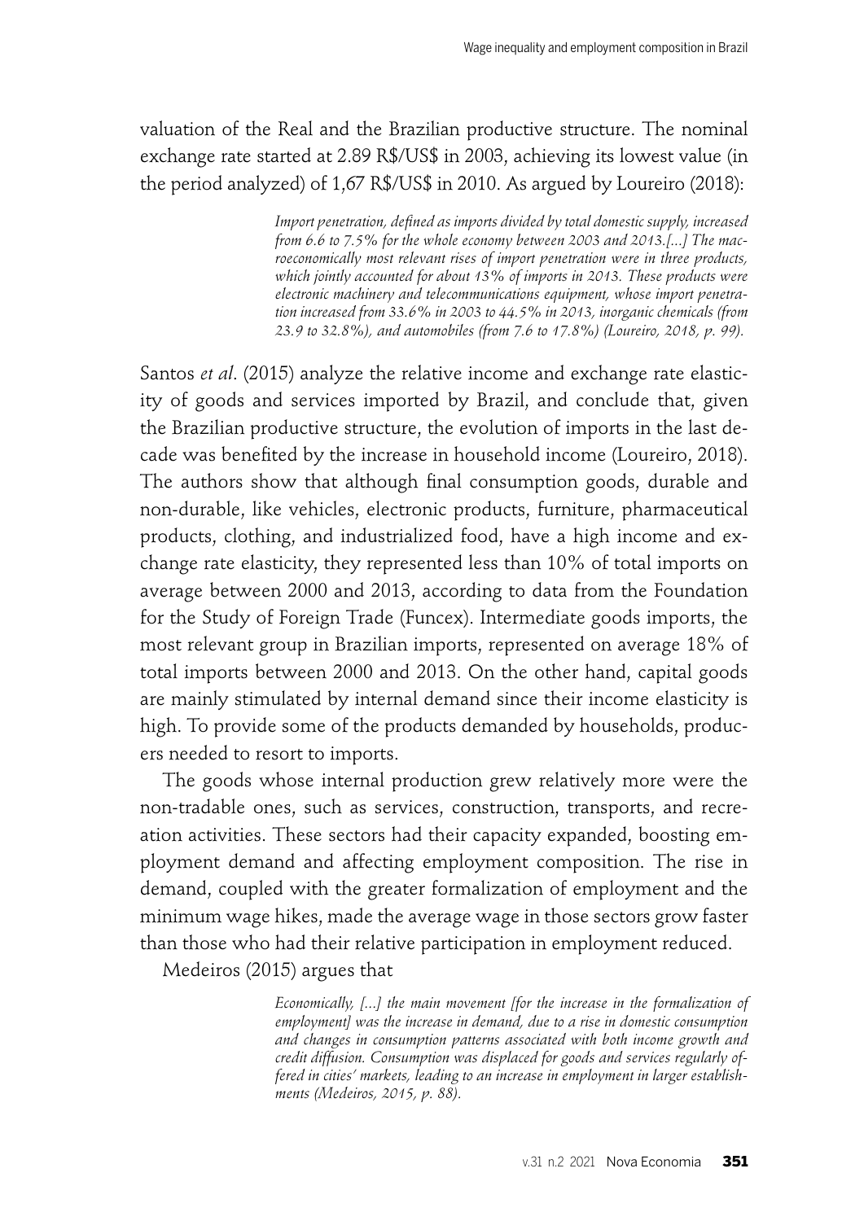valuation of the Real and the Brazilian productive structure. The nominal exchange rate started at 2.89 R$/US$ in 2003, achieving its lowest value (in the period analyzed) of 1,67 R$/US$ in 2010. As argued by Loureiro (2018):

> *Import penetration, defined as imports divided by total domestic supply, increased from 6.6 to 7.5% for the whole economy between 2003 and 2013.[...] The macroeconomically most relevant rises of import penetration were in three products, which jointly accounted for about 13% of imports in 2013. These products were electronic machinery and telecommunications equipment, whose import penetration increased from 33.6% in 2003 to 44.5% in 2013, inorganic chemicals (from 23.9 to 32.8%), and automobiles (from 7.6 to 17.8%) (Loureiro, 2018, p. 99).*

Santos *et al*. (2015) analyze the relative income and exchange rate elasticity of goods and services imported by Brazil, and conclude that, given the Brazilian productive structure, the evolution of imports in the last decade was benefited by the increase in household income (Loureiro, 2018). The authors show that although final consumption goods, durable and non-durable, like vehicles, electronic products, furniture, pharmaceutical products, clothing, and industrialized food, have a high income and exchange rate elasticity, they represented less than 10% of total imports on average between 2000 and 2013, according to data from the Foundation for the Study of Foreign Trade (Funcex). Intermediate goods imports, the most relevant group in Brazilian imports, represented on average 18% of total imports between 2000 and 2013. On the other hand, capital goods are mainly stimulated by internal demand since their income elasticity is high. To provide some of the products demanded by households, producers needed to resort to imports.

The goods whose internal production grew relatively more were the non-tradable ones, such as services, construction, transports, and recreation activities. These sectors had their capacity expanded, boosting employment demand and affecting employment composition. The rise in demand, coupled with the greater formalization of employment and the minimum wage hikes, made the average wage in those sectors grow faster than those who had their relative participation in employment reduced.

Medeiros (2015) argues that

> *Economically, [...] the main movement [for the increase in the formalization of employment] was the increase in demand, due to a rise in domestic consumption and changes in consumption patterns associated with both income growth and credit diffusion. Consumption was displaced for goods and services regularly offered in cities' markets, leading to an increase in employment in larger establishments (Medeiros, 2015, p. 88).*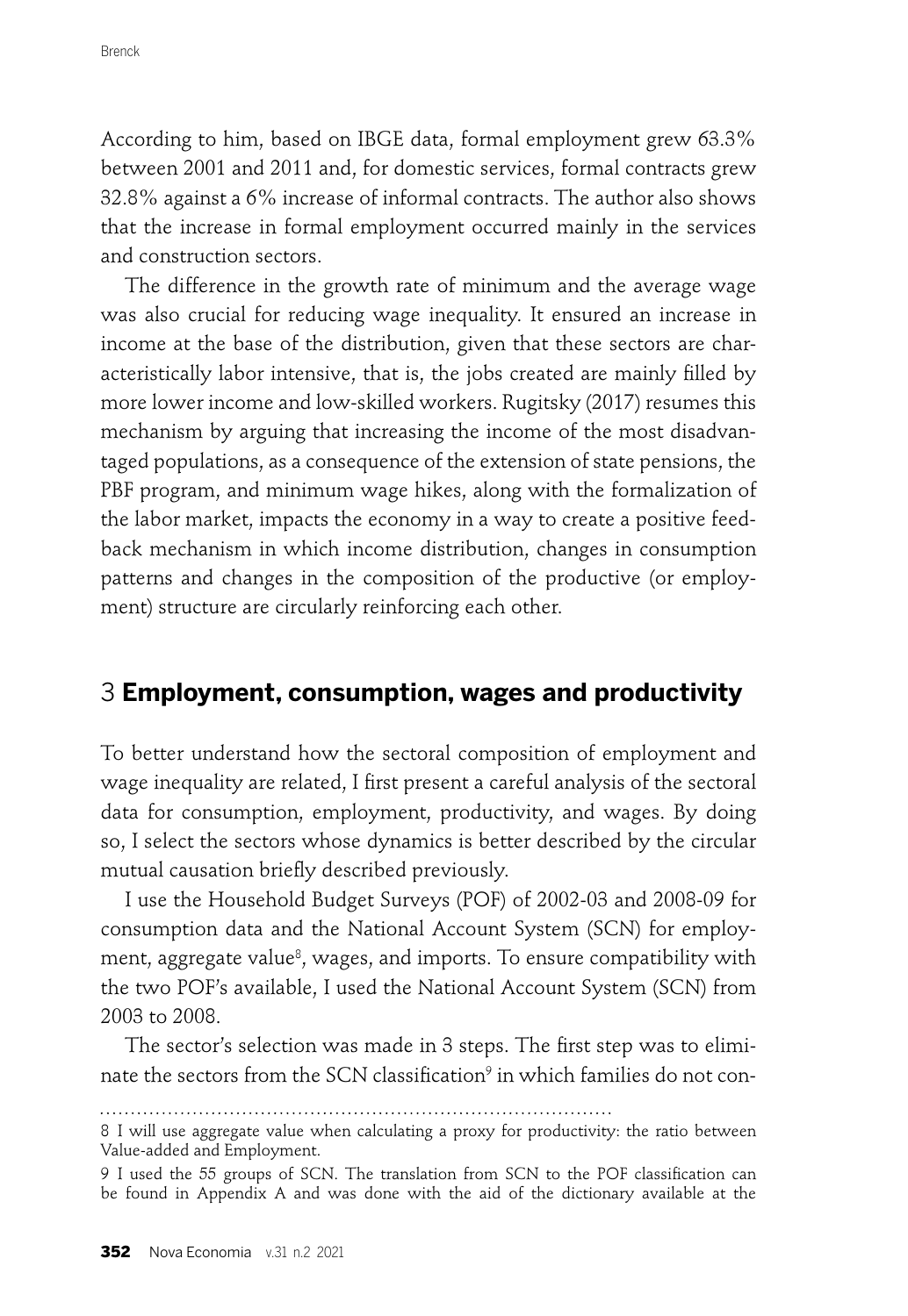According to him, based on IBGE data, formal employment grew 63.3% between 2001 and 2011 and, for domestic services, formal contracts grew 32.8% against a 6% increase of informal contracts. The author also shows that the increase in formal employment occurred mainly in the services and construction sectors.

The difference in the growth rate of minimum and the average wage was also crucial for reducing wage inequality. It ensured an increase in income at the base of the distribution, given that these sectors are characteristically labor intensive, that is, the jobs created are mainly filled by more lower income and low-skilled workers. Rugitsky (2017) resumes this mechanism by arguing that increasing the income of the most disadvantaged populations, as a consequence of the extension of state pensions, the PBF program, and minimum wage hikes, along with the formalization of the labor market, impacts the economy in a way to create a positive feedback mechanism in which income distribution, changes in consumption patterns and changes in the composition of the productive (or employment) structure are circularly reinforcing each other.

## 3 **Employment, consumption, wages and productivity**

To better understand how the sectoral composition of employment and wage inequality are related, I first present a careful analysis of the sectoral data for consumption, employment, productivity, and wages. By doing so, I select the sectors whose dynamics is better described by the circular mutual causation briefly described previously.

I use the Household Budget Surveys (POF) of 2002-03 and 2008-09 for consumption data and the National Account System (SCN) for employment, aggregate value[8], wages, and imports. To ensure compatibility with the two POF's available, I used the National Account System (SCN) from 2003 to 2008.

The sector's selection was made in 3 steps. The first step was to eliminate the sectors from the SCN classification[9] in which families do not con-

8 I will use aggregate value when calculating a proxy for productivity: the ratio between Value-added and Employment.

9 I used the 55 groups of SCN. The translation from SCN to the POF classification can be found in Appendix A and was done with the aid of the dictionary available at the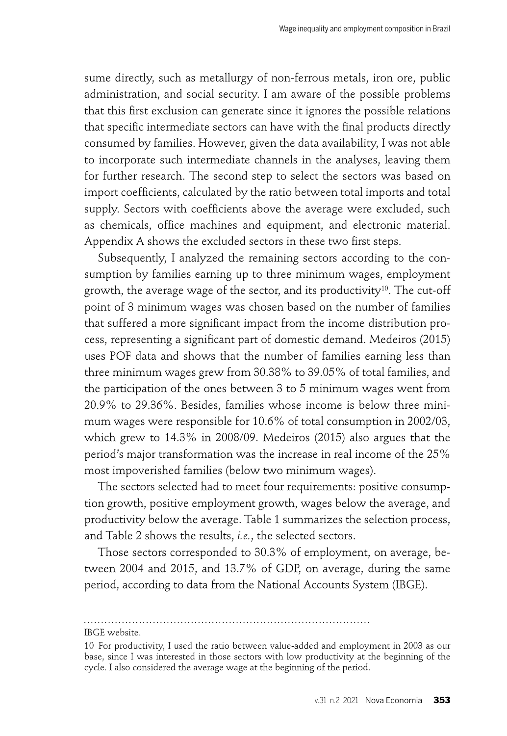sume directly, such as metallurgy of non-ferrous metals, iron ore, public administration, and social security. I am aware of the possible problems that this first exclusion can generate since it ignores the possible relations that specific intermediate sectors can have with the final products directly consumed by families. However, given the data availability, I was not able to incorporate such intermediate channels in the analyses, leaving them for further research. The second step to select the sectors was based on import coefficients, calculated by the ratio between total imports and total supply. Sectors with coefficients above the average were excluded, such as chemicals, office machines and equipment, and electronic material. Appendix A shows the excluded sectors in these two first steps.

Subsequently, I analyzed the remaining sectors according to the consumption by families earning up to three minimum wages, employment growth, the average wage of the sector, and its productivity[10]. The cut-off point of 3 minimum wages was chosen based on the number of families that suffered a more significant impact from the income distribution process, representing a significant part of domestic demand. Medeiros (2015) uses POF data and shows that the number of families earning less than three minimum wages grew from 30.38% to 39.05% of total families, and the participation of the ones between 3 to 5 minimum wages went from 20.9% to 29.36%. Besides, families whose income is below three minimum wages were responsible for 10.6% of total consumption in 2002/03, which grew to 14.3% in 2008/09. Medeiros (2015) also argues that the period's major transformation was the increase in real income of the 25% most impoverished families (below two minimum wages).

The sectors selected had to meet four requirements: positive consumption growth, positive employment growth, wages below the average, and productivity below the average. Table 1 summarizes the selection process, and Table 2 shows the results, *i.e.*, the selected sectors.

Those sectors corresponded to 30.3% of employment, on average, between 2004 and 2015, and 13.7% of GDP, on average, during the same period, according to data from the National Accounts System (IBGE).

IBGE website.

10 For productivity, I used the ratio between value-added and employment in 2003 as our base, since I was interested in those sectors with low productivity at the beginning of the cycle. I also considered the average wage at the beginning of the period.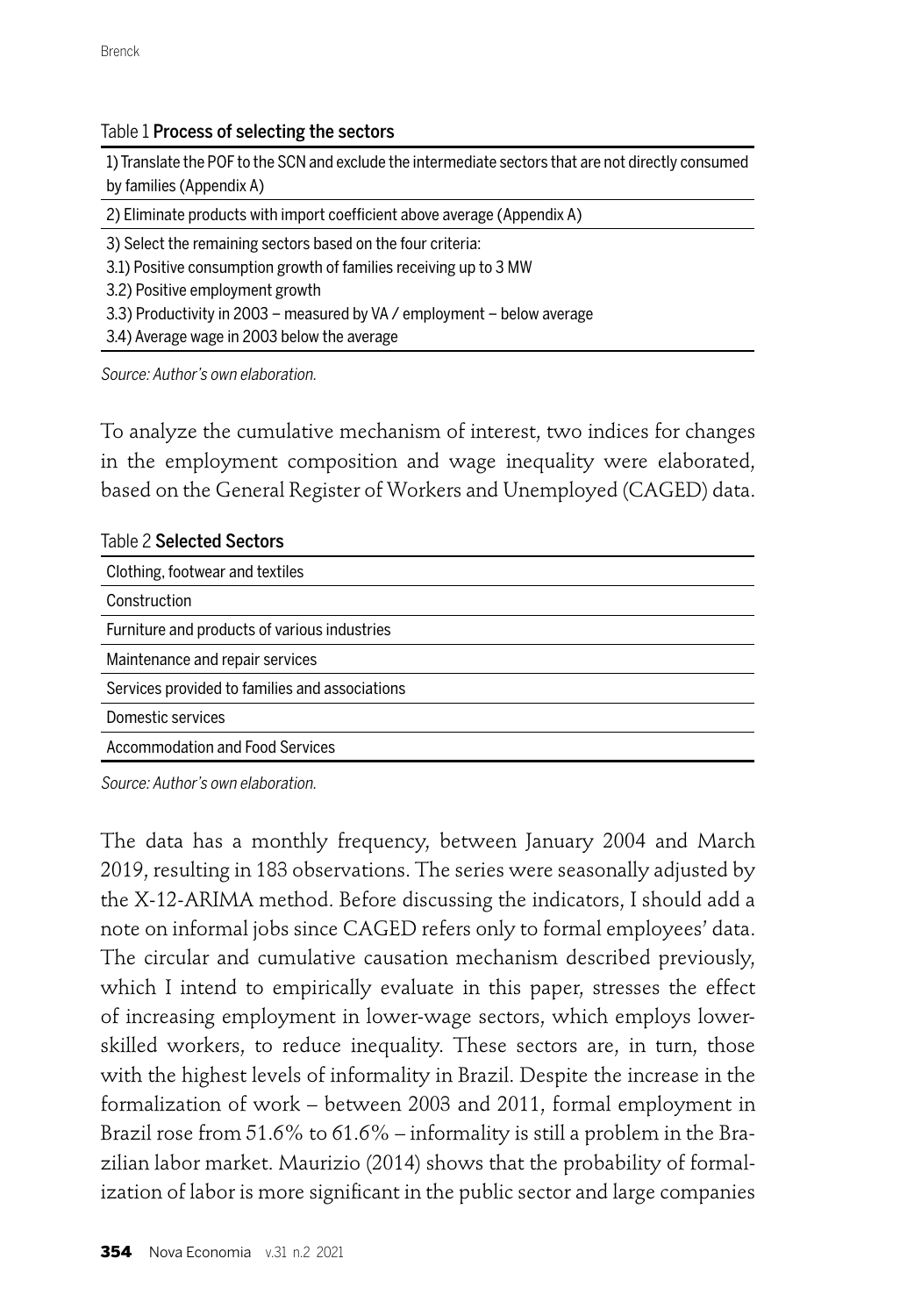Table 1 **Process of selecting the sectors**

| 1) Translate the POF to the SCN and exclude the intermediate sectors that are not directly consumed by families (Appendix A) |
|---|
| 2) Eliminate products with import coefficient above average (Appendix A) |
| 3) Select the remaining sectors based on the four criteria:<br>3.1) Positive consumption growth of families receiving up to 3 MW<br>3.2) Positive employment growth<br>3.3) Productivity in 2003 – measured by VA / employment – below average<br>3.4) Average wage in 2003 below the average |

*Source: Author's own elaboration.*

To analyze the cumulative mechanism of interest, two indices for changes in the employment composition and wage inequality were elaborated, based on the General Register of Workers and Unemployed (CAGED) data.

Table 2 **Selected Sectors**

| Clothing, footwear and textiles |
|---|
| Construction |
| Furniture and products of various industries |
| Maintenance and repair services |
| Services provided to families and associations |
| Domestic services |
| Accommodation and Food Services |

*Source: Author's own elaboration.*

The data has a monthly frequency, between January 2004 and March 2019, resulting in 183 observations. The series were seasonally adjusted by the X-12-ARIMA method. Before discussing the indicators, I should add a note on informal jobs since CAGED refers only to formal employees' data. The circular and cumulative causation mechanism described previously, which I intend to empirically evaluate in this paper, stresses the effect of increasing employment in lower-wage sectors, which employs lower-skilled workers, to reduce inequality. These sectors are, in turn, those with the highest levels of informality in Brazil. Despite the increase in the formalization of work – between 2003 and 2011, formal employment in Brazil rose from 51.6% to 61.6% – informality is still a problem in the Brazilian labor market. Maurizio (2014) shows that the probability of formalization of labor is more significant in the public sector and large companies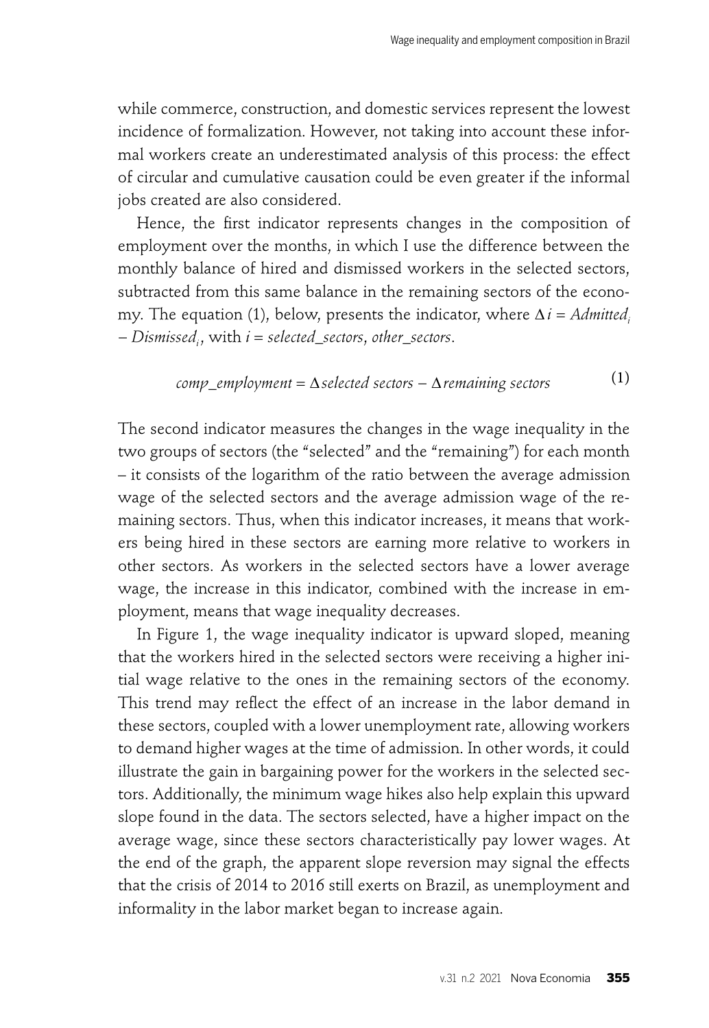while commerce, construction, and domestic services represent the lowest incidence of formalization. However, not taking into account these informal workers create an underestimated analysis of this process: the effect of circular and cumulative causation could be even greater if the informal jobs created are also considered.

Hence, the first indicator represents changes in the composition of employment over the months, in which I use the difference between the monthly balance of hired and dismissed workers in the selected sectors, subtracted from this same balance in the remaining sectors of the economy. The equation (1), below, presents the indicator, where $\Delta i = Admitted_i - Dismissed_i$, with $i = selected\_sectors, other\_sectors$.

$$comp\_employment = \Delta selected\ sectors - \Delta remaining\ sectors \tag{1}$$

The second indicator measures the changes in the wage inequality in the two groups of sectors (the "selected" and the "remaining") for each month – it consists of the logarithm of the ratio between the average admission wage of the selected sectors and the average admission wage of the remaining sectors. Thus, when this indicator increases, it means that workers being hired in these sectors are earning more relative to workers in other sectors. As workers in the selected sectors have a lower average wage, the increase in this indicator, combined with the increase in employment, means that wage inequality decreases.

In Figure 1, the wage inequality indicator is upward sloped, meaning that the workers hired in the selected sectors were receiving a higher initial wage relative to the ones in the remaining sectors of the economy. This trend may reflect the effect of an increase in the labor demand in these sectors, coupled with a lower unemployment rate, allowing workers to demand higher wages at the time of admission. In other words, it could illustrate the gain in bargaining power for the workers in the selected sectors. Additionally, the minimum wage hikes also help explain this upward slope found in the data. The sectors selected, have a higher impact on the average wage, since these sectors characteristically pay lower wages. At the end of the graph, the apparent slope reversion may signal the effects that the crisis of 2014 to 2016 still exerts on Brazil, as unemployment and informality in the labor market began to increase again.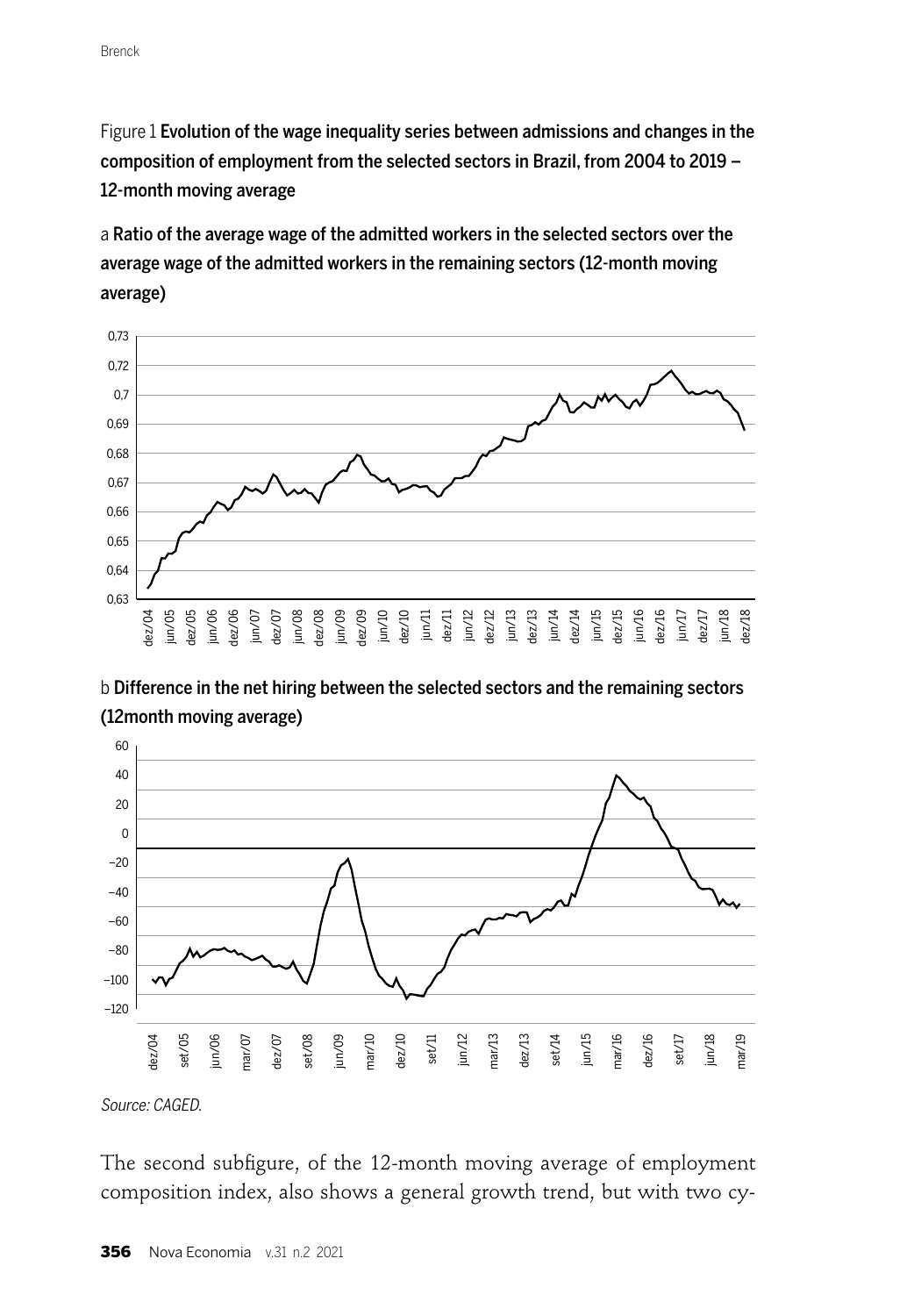Figure 1 **Evolution of the wage inequality series between admissions and changes in the composition of employment from the selected sectors in Brazil, from 2004 to 2019 – 12-month moving average**

a **Ratio of the average wage of the admitted workers in the selected sectors over the average wage of the admitted workers in the remaining sectors (12-month moving average)**

b **Difference in the net hiring between the selected sectors and the remaining sectors (12month moving average)**

*Source: CAGED.*

The second subfigure, of the 12-month moving average of employment composition index, also shows a general growth trend, but with two cy-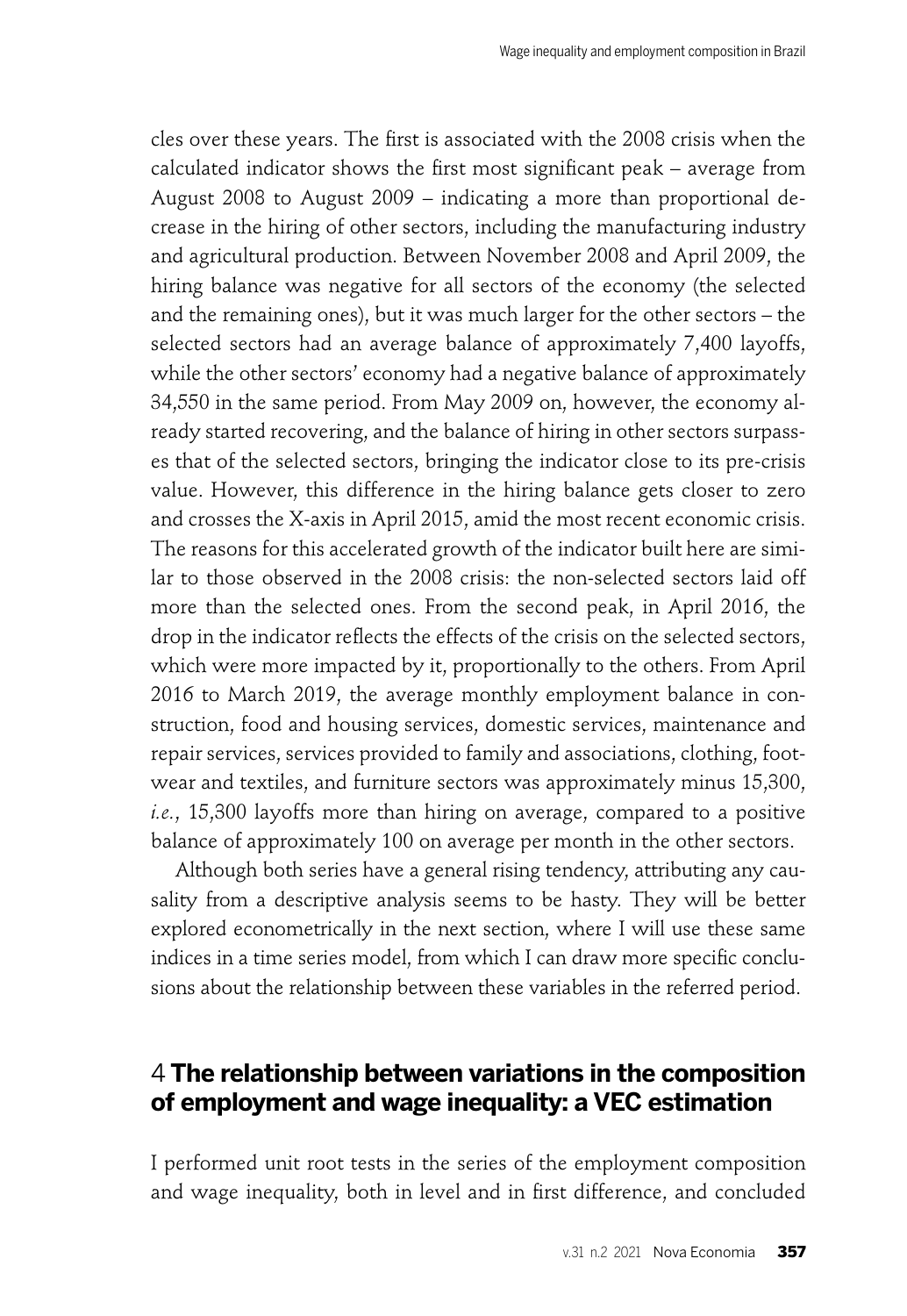cles over these years. The first is associated with the 2008 crisis when the calculated indicator shows the first most significant peak – average from August 2008 to August 2009 – indicating a more than proportional decrease in the hiring of other sectors, including the manufacturing industry and agricultural production. Between November 2008 and April 2009, the hiring balance was negative for all sectors of the economy (the selected and the remaining ones), but it was much larger for the other sectors – the selected sectors had an average balance of approximately 7,400 layoffs, while the other sectors' economy had a negative balance of approximately 34,550 in the same period. From May 2009 on, however, the economy already started recovering, and the balance of hiring in other sectors surpasses that of the selected sectors, bringing the indicator close to its pre-crisis value. However, this difference in the hiring balance gets closer to zero and crosses the X-axis in April 2015, amid the most recent economic crisis. The reasons for this accelerated growth of the indicator built here are similar to those observed in the 2008 crisis: the non-selected sectors laid off more than the selected ones. From the second peak, in April 2016, the drop in the indicator reflects the effects of the crisis on the selected sectors, which were more impacted by it, proportionally to the others. From April 2016 to March 2019, the average monthly employment balance in construction, food and housing services, domestic services, maintenance and repair services, services provided to family and associations, clothing, footwear and textiles, and furniture sectors was approximately minus 15,300, *i.e.*, 15,300 layoffs more than hiring on average, compared to a positive balance of approximately 100 on average per month in the other sectors.

Although both series have a general rising tendency, attributing any causality from a descriptive analysis seems to be hasty. They will be better explored econometrically in the next section, where I will use these same indices in a time series model, from which I can draw more specific conclusions about the relationship between these variables in the referred period.

## 4 The relationship between variations in the composition of employment and wage inequality: a VEC estimation

I performed unit root tests in the series of the employment composition and wage inequality, both in level and in first difference, and concluded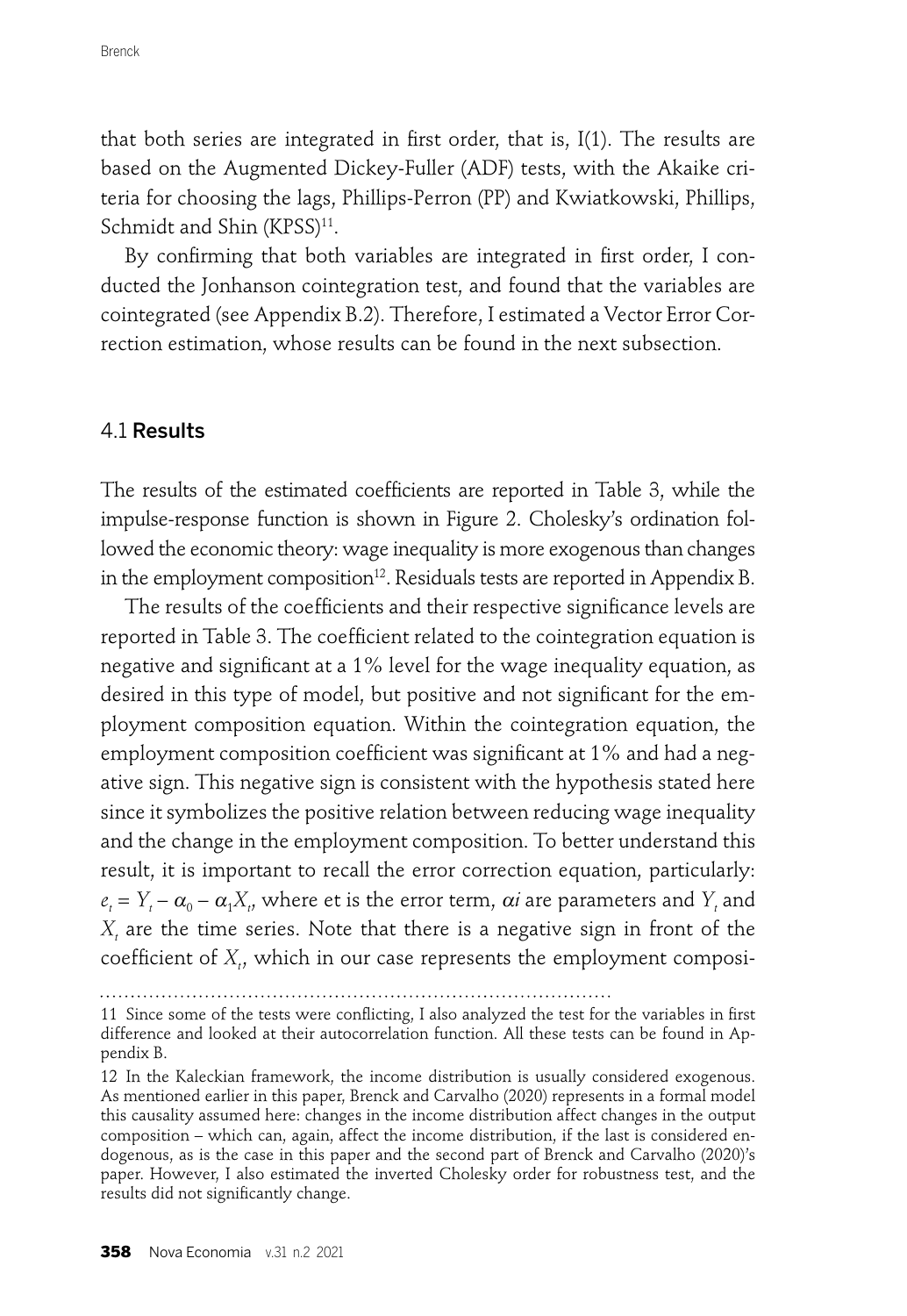that both series are integrated in first order, that is, I(1). The results are based on the Augmented Dickey-Fuller (ADF) tests, with the Akaike criteria for choosing the lags, Phillips-Perron (PP) and Kwiatkowski, Phillips, Schmidt and Shin (KPSS)[11].

By confirming that both variables are integrated in first order, I conducted the Jonhanson cointegration test, and found that the variables are cointegrated (see Appendix B.2). Therefore, I estimated a Vector Error Correction estimation, whose results can be found in the next subsection.

### 4.1 **Results**

The results of the estimated coefficients are reported in Table 3, while the impulse-response function is shown in Figure 2. Cholesky's ordination followed the economic theory: wage inequality is more exogenous than changes in the employment composition[12]. Residuals tests are reported in Appendix B.

The results of the coefficients and their respective significance levels are reported in Table 3. The coefficient related to the cointegration equation is negative and significant at a 1% level for the wage inequality equation, as desired in this type of model, but positive and not significant for the employment composition equation. Within the cointegration equation, the employment composition coefficient was significant at 1% and had a negative sign. This negative sign is consistent with the hypothesis stated here since it symbolizes the positive relation between reducing wage inequality and the change in the employment composition. To better understand this result, it is important to recall the error correction equation, particularly: $e_t = Y_t - \alpha_0 - \alpha_1 X_t$, where et is the error term, $\alpha i$ are parameters and $Y_t$ and $X_t$ are the time series. Note that there is a negative sign in front of the coefficient of $X_t$, which in our case represents the employment composi-

---

11 Since some of the tests were conflicting, I also analyzed the test for the variables in first difference and looked at their autocorrelation function. All these tests can be found in Appendix B.

12 In the Kaleckian framework, the income distribution is usually considered exogenous. As mentioned earlier in this paper, Brenck and Carvalho (2020) represents in a formal model this causality assumed here: changes in the income distribution affect changes in the output composition – which can, again, affect the income distribution, if the last is considered endogenous, as is the case in this paper and the second part of Brenck and Carvalho (2020)'s paper. However, I also estimated the inverted Cholesky order for robustness test, and the results did not significantly change.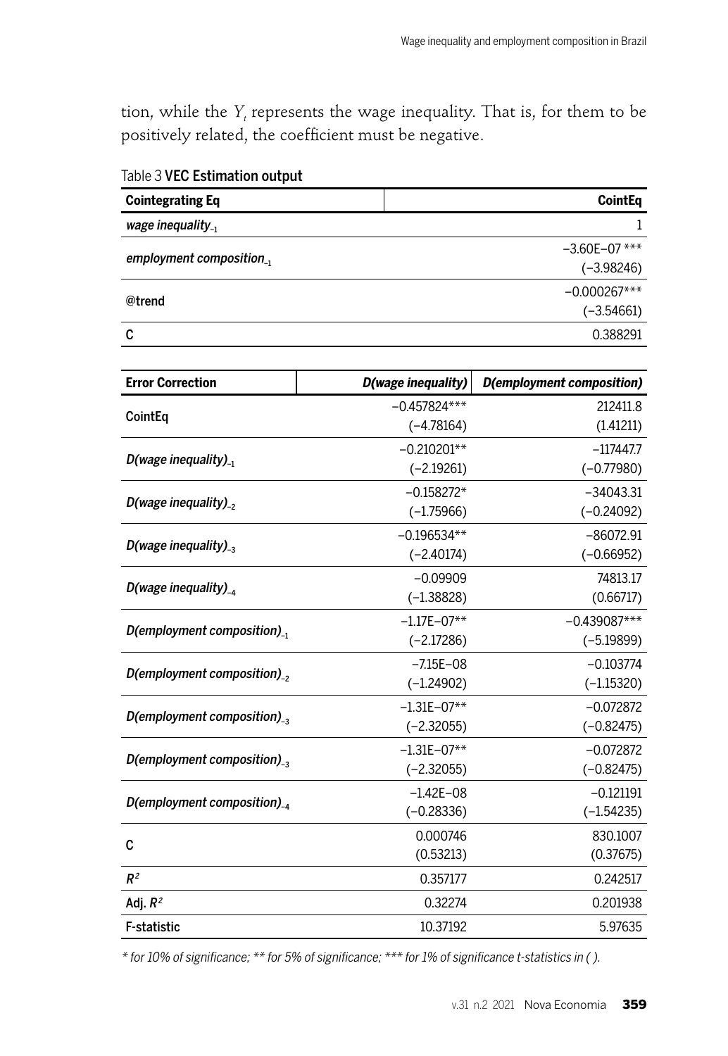tion, while the $Y_t$ represents the wage inequality. That is, for them to be positively related, the coefficient must be negative.

Table 3 **VEC Estimation output**

| **Cointegrating Eq** | **CointEq** |
|---|---|
| *wage inequality*$_{-1}$ | 1 |
| *employment composition*$_{-1}$ | −3.60E−07 ***<br>(−3.98246) |
| @trend | −0.000267***<br>(−3.54661) |
| C | 0.388291 |

| **Error Correction** | *D(wage inequality)* | *D(employment composition)* |
|---|---|---|
| CointEq | −0.457824***<br>(−4.78164) | 212411.8<br>(1.41211) |
| *D(wage inequality)*$_{-1}$ | −0.210201**<br>(−2.19261) | −117447.7<br>(−0.77980) |
| *D(wage inequality)*$_{-2}$ | −0.158272*<br>(−1.75966) | −34043.31<br>(−0.24092) |
| *D(wage inequality)*$_{-3}$ | −0.196534**<br>(−2.40174) | −86072.91<br>(−0.66952) |
| *D(wage inequality)*$_{-4}$ | −0.09909<br>(−1.38828) | 74813.17<br>(0.66717) |
| *D(employment composition)*$_{-1}$ | −1.17E−07**<br>(−2.17286) | −0.439087***<br>(−5.19899) |
| *D(employment composition)*$_{-2}$ | −7.15E−08<br>(−1.24902) | −0.103774<br>(−1.15320) |
| *D(employment composition)*$_{-3}$ | −1.31E−07**<br>(−2.32055) | −0.072872<br>(−0.82475) |
| *D(employment composition)*$_{-3}$ | −1.31E−07**<br>(−2.32055) | −0.072872<br>(−0.82475) |
| *D(employment composition)*$_{-4}$ | −1.42E−08<br>(−0.28336) | −0.121191<br>(−1.54235) |
| C | 0.000746<br>(0.53213) | 830.1007<br>(0.37675) |
| $R^2$ | 0.357177 | 0.242517 |
| Adj. $R^2$ | 0.32274 | 0.201938 |
| F-statistic | 10.37192 | 5.97635 |

*\* for 10% of significance; \*\* for 5% of significance; \*\*\* for 1% of significance t-statistics in ( ).*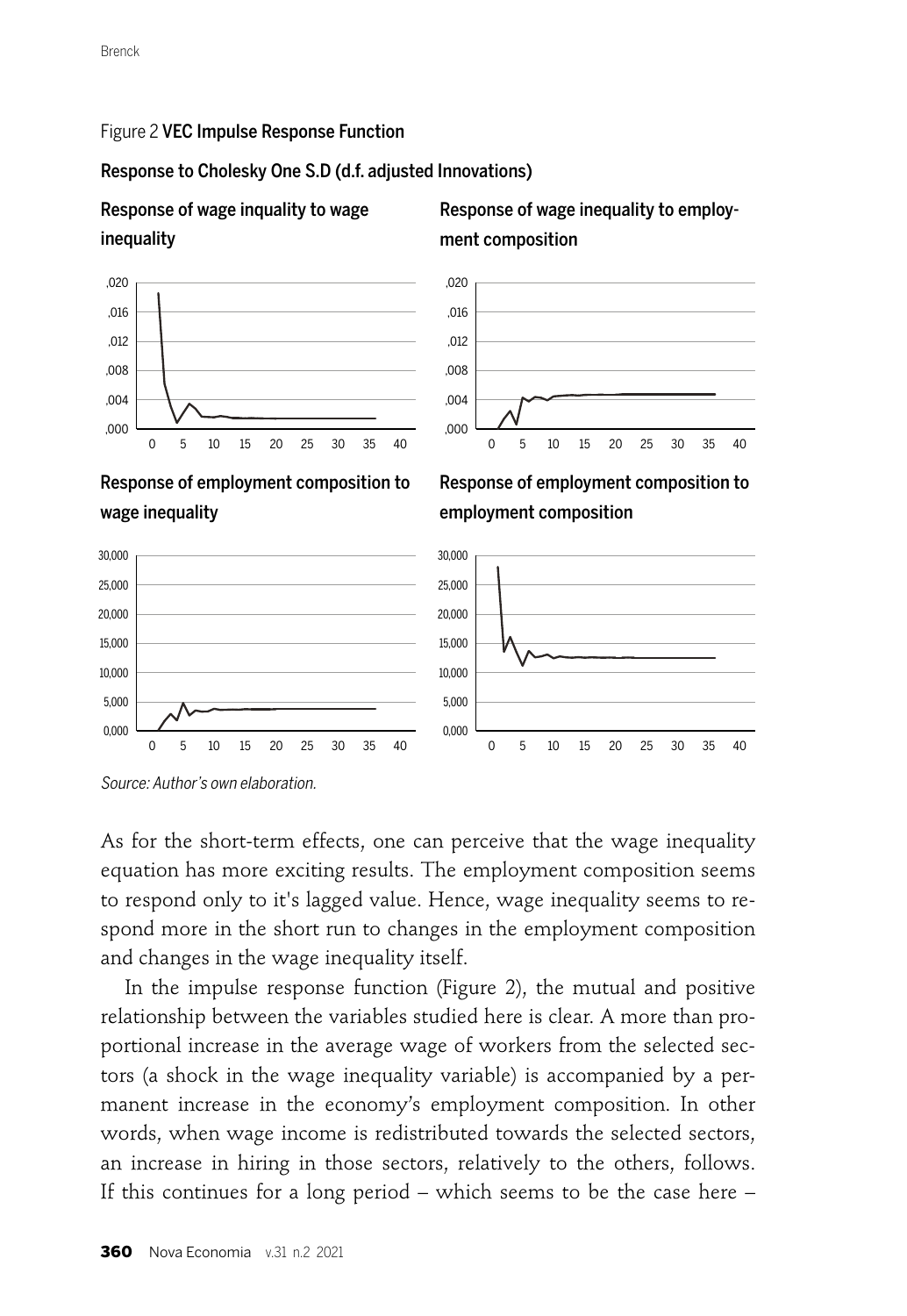Figure 2 **VEC Impulse Response Function**

**Response to Cholesky One S.D (d.f. adjusted Innovations)**

**Response of wage inquality to wage inequality**

**Response of wage inequality to employment composition**

**Response of employment composition to wage inequality**

**Response of employment composition to employment composition**

*Source: Author's own elaboration.*

As for the short-term effects, one can perceive that the wage inequality equation has more exciting results. The employment composition seems to respond only to it's lagged value. Hence, wage inequality seems to respond more in the short run to changes in the employment composition and changes in the wage inequality itself.

In the impulse response function (Figure 2), the mutual and positive relationship between the variables studied here is clear. A more than proportional increase in the average wage of workers from the selected sectors (a shock in the wage inequality variable) is accompanied by a permanent increase in the economy's employment composition. In other words, when wage income is redistributed towards the selected sectors, an increase in hiring in those sectors, relatively to the others, follows. If this continues for a long period – which seems to be the case here –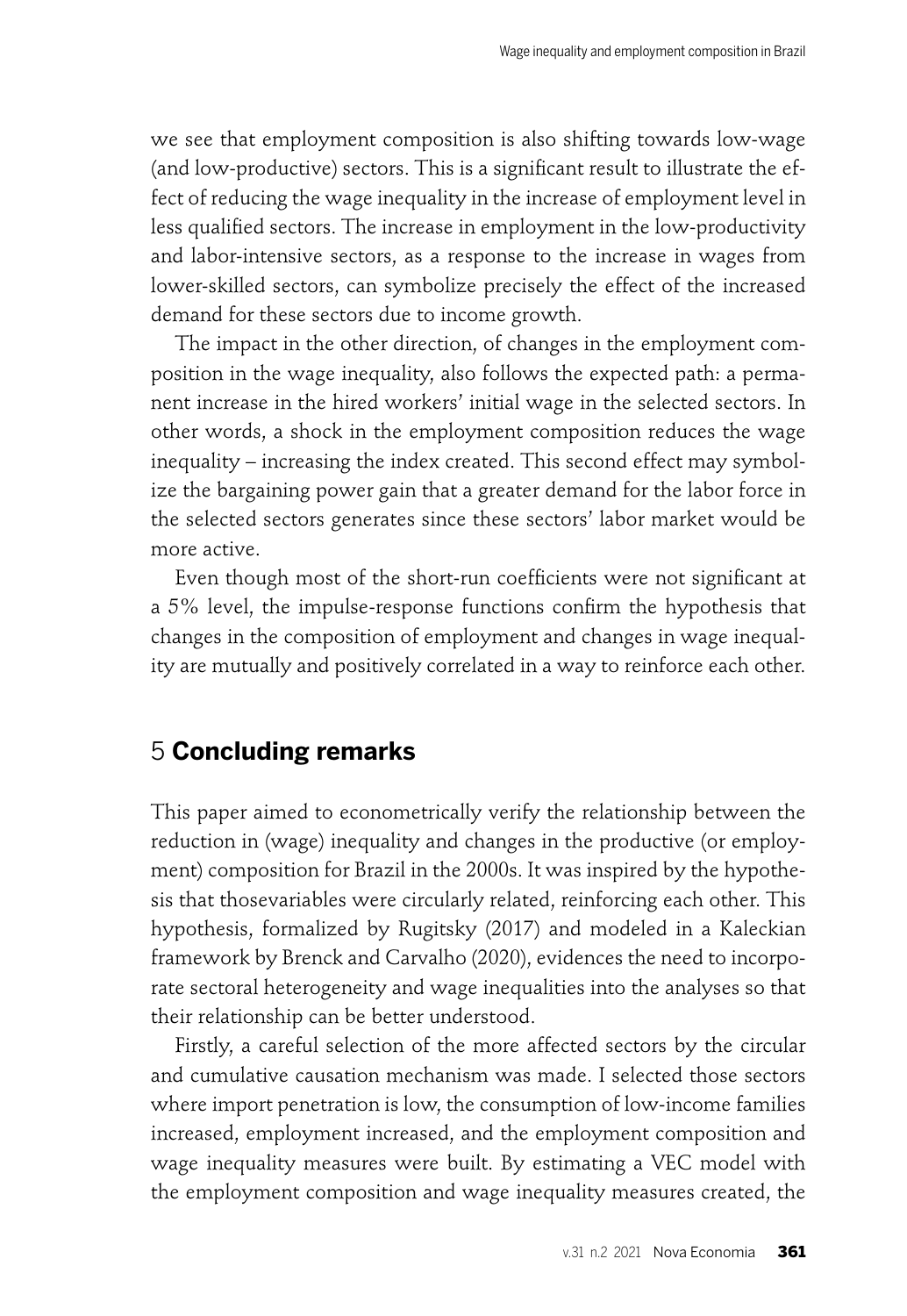we see that employment composition is also shifting towards low-wage (and low-productive) sectors. This is a significant result to illustrate the effect of reducing the wage inequality in the increase of employment level in less qualified sectors. The increase in employment in the low-productivity and labor-intensive sectors, as a response to the increase in wages from lower-skilled sectors, can symbolize precisely the effect of the increased demand for these sectors due to income growth.

The impact in the other direction, of changes in the employment composition in the wage inequality, also follows the expected path: a permanent increase in the hired workers' initial wage in the selected sectors. In other words, a shock in the employment composition reduces the wage inequality – increasing the index created. This second effect may symbolize the bargaining power gain that a greater demand for the labor force in the selected sectors generates since these sectors' labor market would be more active.

Even though most of the short-run coefficients were not significant at a 5% level, the impulse-response functions confirm the hypothesis that changes in the composition of employment and changes in wage inequality are mutually and positively correlated in a way to reinforce each other.

## 5 **Concluding remarks**

This paper aimed to econometrically verify the relationship between the reduction in (wage) inequality and changes in the productive (or employment) composition for Brazil in the 2000s. It was inspired by the hypothesis that thosevariables were circularly related, reinforcing each other. This hypothesis, formalized by Rugitsky (2017) and modeled in a Kaleckian framework by Brenck and Carvalho (2020), evidences the need to incorporate sectoral heterogeneity and wage inequalities into the analyses so that their relationship can be better understood.

Firstly, a careful selection of the more affected sectors by the circular and cumulative causation mechanism was made. I selected those sectors where import penetration is low, the consumption of low-income families increased, employment increased, and the employment composition and wage inequality measures were built. By estimating a VEC model with the employment composition and wage inequality measures created, the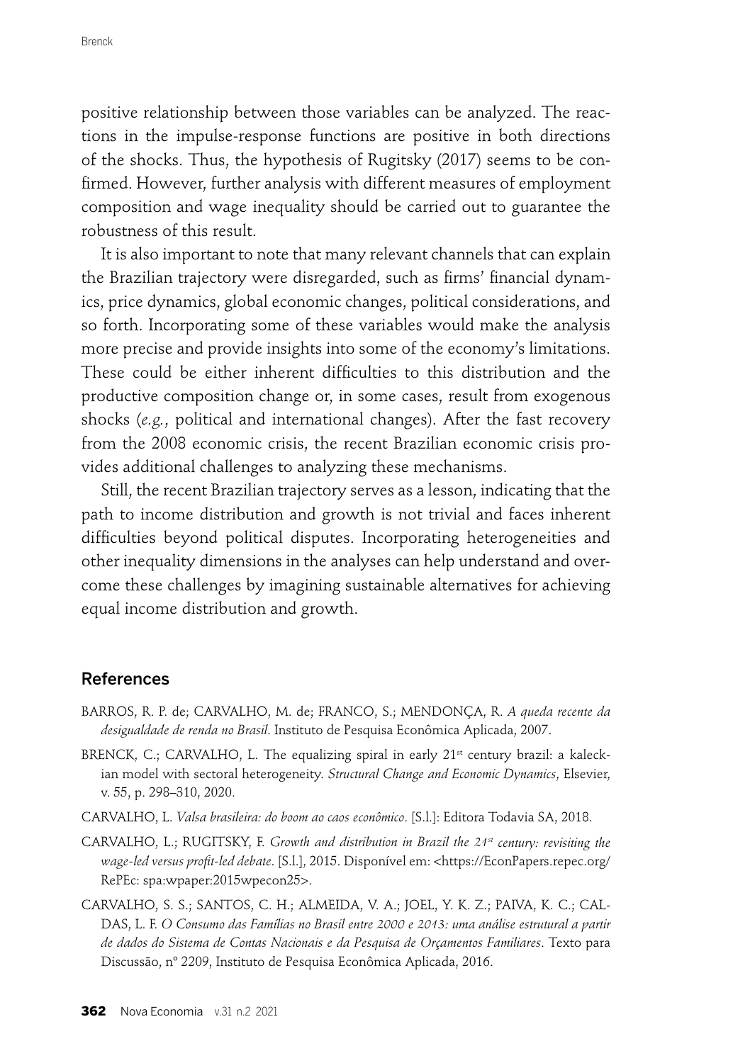positive relationship between those variables can be analyzed. The reactions in the impulse-response functions are positive in both directions of the shocks. Thus, the hypothesis of Rugitsky (2017) seems to be confirmed. However, further analysis with different measures of employment composition and wage inequality should be carried out to guarantee the robustness of this result.

It is also important to note that many relevant channels that can explain the Brazilian trajectory were disregarded, such as firms' financial dynamics, price dynamics, global economic changes, political considerations, and so forth. Incorporating some of these variables would make the analysis more precise and provide insights into some of the economy's limitations. These could be either inherent difficulties to this distribution and the productive composition change or, in some cases, result from exogenous shocks (*e.g.*, political and international changes). After the fast recovery from the 2008 economic crisis, the recent Brazilian economic crisis provides additional challenges to analyzing these mechanisms.

Still, the recent Brazilian trajectory serves as a lesson, indicating that the path to income distribution and growth is not trivial and faces inherent difficulties beyond political disputes. Incorporating heterogeneities and other inequality dimensions in the analyses can help understand and overcome these challenges by imagining sustainable alternatives for achieving equal income distribution and growth.

## References

BARROS, R. P. de; CARVALHO, M. de; FRANCO, S.; MENDONÇA, R. *A queda recente da desigualdade de renda no Brasil*. Instituto de Pesquisa Econômica Aplicada, 2007.

BRENCK, C.; CARVALHO, L. The equalizing spiral in early 21st century brazil: a kaleckian model with sectoral heterogeneity. *Structural Change and Economic Dynamics*, Elsevier, v. 55, p. 298–310, 2020.

CARVALHO, L. *Valsa brasileira: do boom ao caos econômico*. [S.l.]: Editora Todavia SA, 2018.

CARVALHO, L.; RUGITSKY, F. *Growth and distribution in Brazil the 21st century: revisiting the wage-led versus profit-led debate*. [S.l.], 2015. Disponível em: <https://EconPapers.repec.org/RePEc: spa:wpaper:2015wpecon25>.

CARVALHO, S. S.; SANTOS, C. H.; ALMEIDA, V. A.; JOEL, Y. K. Z.; PAIVA, K. C.; CALDAS, L. F. *O Consumo das Famílias no Brasil entre 2000 e 2013: uma análise estrutural a partir de dados do Sistema de Contas Nacionais e da Pesquisa de Orçamentos Familiares*. Texto para Discussão, nº 2209, Instituto de Pesquisa Econômica Aplicada, 2016.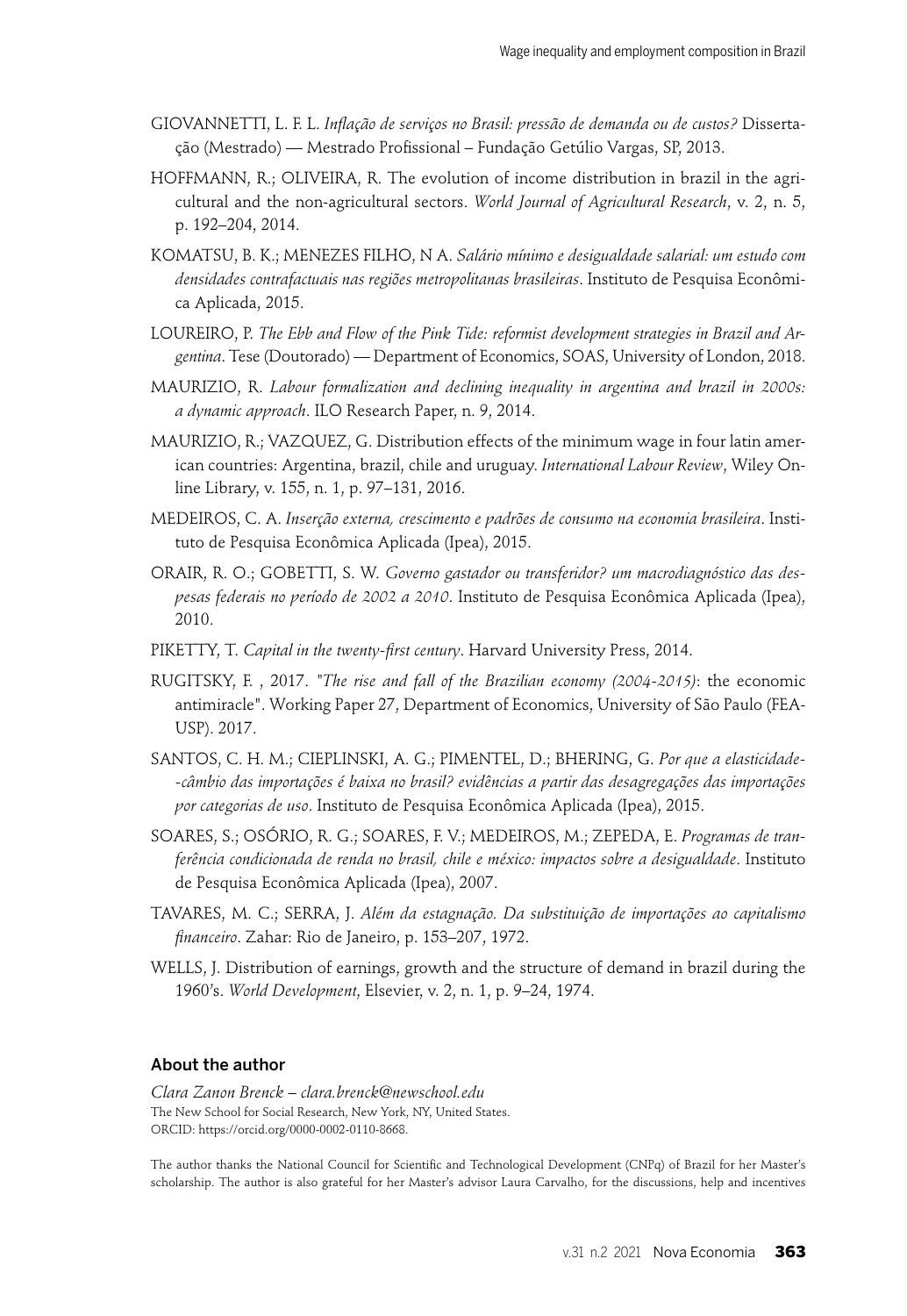GIOVANNETTI, L. F. L. *Inflação de serviços no Brasil: pressão de demanda ou de custos?* Dissertação (Mestrado) — Mestrado Profissional – Fundação Getúlio Vargas, SP, 2013.

HOFFMANN, R.; OLIVEIRA, R. The evolution of income distribution in brazil in the agricultural and the non-agricultural sectors. *World Journal of Agricultural Research*, v. 2, n. 5, p. 192–204, 2014.

KOMATSU, B. K.; MENEZES FILHO, N A. *Salário mínimo e desigualdade salarial: um estudo com densidades contrafactuais nas regiões metropolitanas brasileiras*. Instituto de Pesquisa Econômica Aplicada, 2015.

LOUREIRO, P. *The Ebb and Flow of the Pink Tide: reformist development strategies in Brazil and Argentina*. Tese (Doutorado) — Department of Economics, SOAS, University of London, 2018.

MAURIZIO, R. *Labour formalization and declining inequality in argentina and brazil in 2000s: a dynamic approach*. ILO Research Paper, n. 9, 2014.

MAURIZIO, R.; VAZQUEZ, G. Distribution effects of the minimum wage in four latin american countries: Argentina, brazil, chile and uruguay. *International Labour Review*, Wiley Online Library, v. 155, n. 1, p. 97–131, 2016.

MEDEIROS, C. A. *Inserção externa, crescimento e padrões de consumo na economia brasileira*. Instituto de Pesquisa Econômica Aplicada (Ipea), 2015.

ORAIR, R. O.; GOBETTI, S. W. *Governo gastador ou transferidor? um macrodiagnóstico das despesas federais no período de 2002 a 2010*. Instituto de Pesquisa Econômica Aplicada (Ipea), 2010.

PIKETTY, T. *Capital in the twenty-first century*. Harvard University Press, 2014.

RUGITSKY, F. , 2017. "*The rise and fall of the Brazilian economy (2004-2015)*: the economic antimiracle". Working Paper 27, Department of Economics, University of São Paulo (FEA-USP). 2017.

SANTOS, C. H. M.; CIEPLINSKI, A. G.; PIMENTEL, D.; BHERING, G. *Por que a elasticidade--câmbio das importações é baixa no brasil? evidências a partir das desagregações das importações por categorias de uso*. Instituto de Pesquisa Econômica Aplicada (Ipea), 2015.

SOARES, S.; OSÓRIO, R. G.; SOARES, F. V.; MEDEIROS, M.; ZEPEDA, E. *Programas de tranferência condicionada de renda no brasil, chile e méxico: impactos sobre a desigualdade*. Instituto de Pesquisa Econômica Aplicada (Ipea), 2007.

TAVARES, M. C.; SERRA, J. *Além da estagnação. Da substituição de importações ao capitalismo financeiro*. Zahar: Rio de Janeiro, p. 153–207, 1972.

WELLS, J. Distribution of earnings, growth and the structure of demand in brazil during the 1960's. *World Development*, Elsevier, v. 2, n. 1, p. 9–24, 1974.

### About the author

*Clara Zanon Brenck – clara.brenck@newschool.edu*
The New School for Social Research, New York, NY, United States.
ORCID: https://orcid.org/0000-0002-0110-8668.

The author thanks the National Council for Scientific and Technological Development (CNPq) of Brazil for her Master's scholarship. The author is also grateful for her Master's advisor Laura Carvalho, for the discussions, help and incentives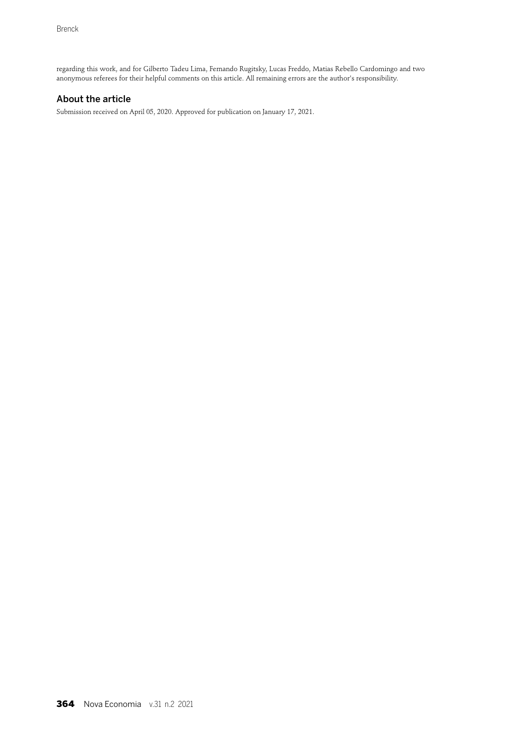regarding this work, and for Gilberto Tadeu Lima, Fernando Rugitsky, Lucas Freddo, Matias Rebello Cardomingo and two anonymous referees for their helpful comments on this article. All remaining errors are the author's responsibility.

## About the article

Submission received on April 05, 2020. Approved for publication on January 17, 2021.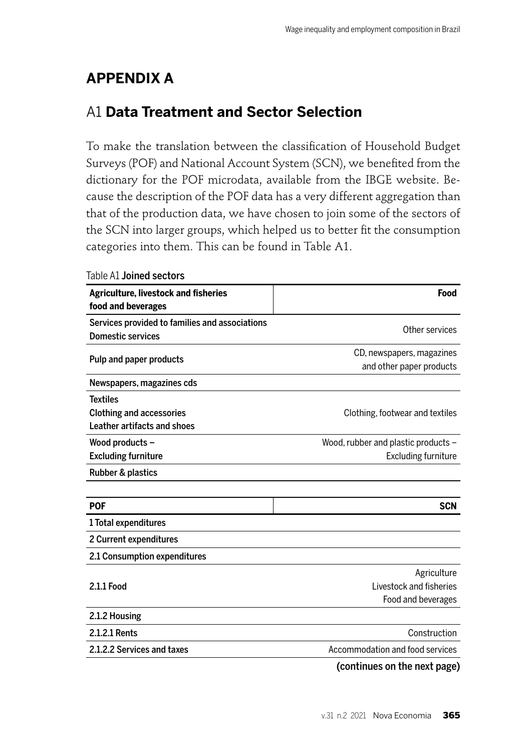## APPENDIX A

### A1 **Data Treatment and Sector Selection**

To make the translation between the classification of Household Budget Surveys (POF) and National Account System (SCN), we benefited from the dictionary for the POF microdata, available from the IBGE website. Because the description of the POF data has a very different aggregation than that of the production data, we have chosen to join some of the sectors of the SCN into larger groups, which helped us to better fit the consumption categories into them. This can be found in Table A1.

Table A1 **Joined sectors**

| Agriculture, livestock and fisheries food and beverages | Food |
|---|---|
| Services provided to families and associations<br>Domestic services | Other services |
| Pulp and paper products | CD, newspapers, magazines and other paper products |
| Newspapers, magazines cds | |
| Textiles<br>Clothing and accessories<br>Leather artifacts and shoes | Clothing, footwear and textiles |
| Wood products – Excluding furniture | Wood, rubber and plastic products – Excluding furniture |
| Rubber & plastics | |

| POF | SCN |
|---|---|
| 1 Total expenditures | |
| 2 Current expenditures | |
| 2.1 Consumption expenditures | |
| 2.1.1 Food | Agriculture<br>Livestock and fisheries<br>Food and beverages |
| 2.1.2 Housing | |
| 2.1.2.1 Rents | Construction |
| 2.1.2.2 Services and taxes | Accommodation and food services |

**(continues on the next page)**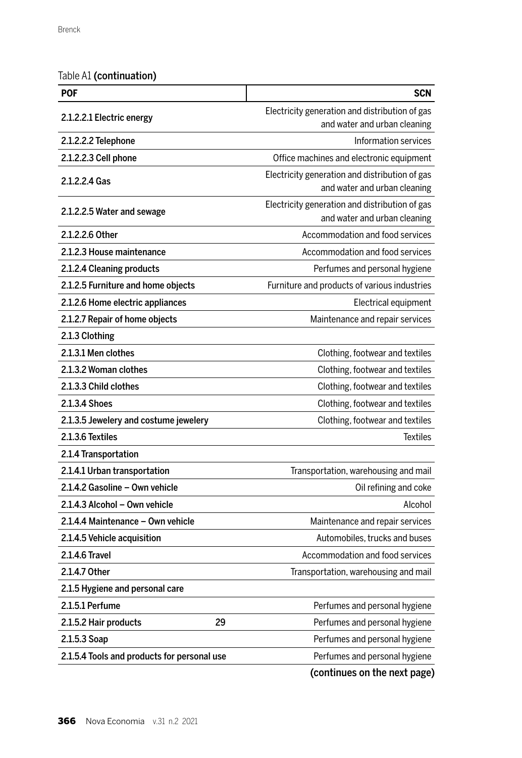Table A1 **(continuation)**

| POF | SCN |
|---|---|
| 2.1.2.2.1 Electric energy | Electricity generation and distribution of gas and water and urban cleaning |
| 2.1.2.2.2 Telephone | Information services |
| 2.1.2.2.3 Cell phone | Office machines and electronic equipment |
| 2.1.2.2.4 Gas | Electricity generation and distribution of gas and water and urban cleaning |
| 2.1.2.2.5 Water and sewage | Electricity generation and distribution of gas and water and urban cleaning |
| 2.1.2.2.6 Other | Accommodation and food services |
| 2.1.2.3 House maintenance | Accommodation and food services |
| 2.1.2.4 Cleaning products | Perfumes and personal hygiene |
| 2.1.2.5 Furniture and home objects | Furniture and products of various industries |
| 2.1.2.6 Home electric appliances | Electrical equipment |
| 2.1.2.7 Repair of home objects | Maintenance and repair services |
| 2.1.3 Clothing | |
| 2.1.3.1 Men clothes | Clothing, footwear and textiles |
| 2.1.3.2 Woman clothes | Clothing, footwear and textiles |
| 2.1.3.3 Child clothes | Clothing, footwear and textiles |
| 2.1.3.4 Shoes | Clothing, footwear and textiles |
| 2.1.3.5 Jewelery and costume jewelery | Clothing, footwear and textiles |
| 2.1.3.6 Textiles | Textiles |
| 2.1.4 Transportation | |
| 2.1.4.1 Urban transportation | Transportation, warehousing and mail |
| 2.1.4.2 Gasoline – Own vehicle | Oil refining and coke |
| 2.1.4.3 Alcohol – Own vehicle | Alcohol |
| 2.1.4.4 Maintenance – Own vehicle | Maintenance and repair services |
| 2.1.4.5 Vehicle acquisition | Automobiles, trucks and buses |
| 2.1.4.6 Travel | Accommodation and food services |
| 2.1.4.7 Other | Transportation, warehousing and mail |
| 2.1.5 Hygiene and personal care | |
| 2.1.5.1 Perfume | Perfumes and personal hygiene |
| 2.1.5.2 Hair products 29 | Perfumes and personal hygiene |
| 2.1.5.3 Soap | Perfumes and personal hygiene |
| 2.1.5.4 Tools and products for personal use | Perfumes and personal hygiene |

**(continues on the next page)**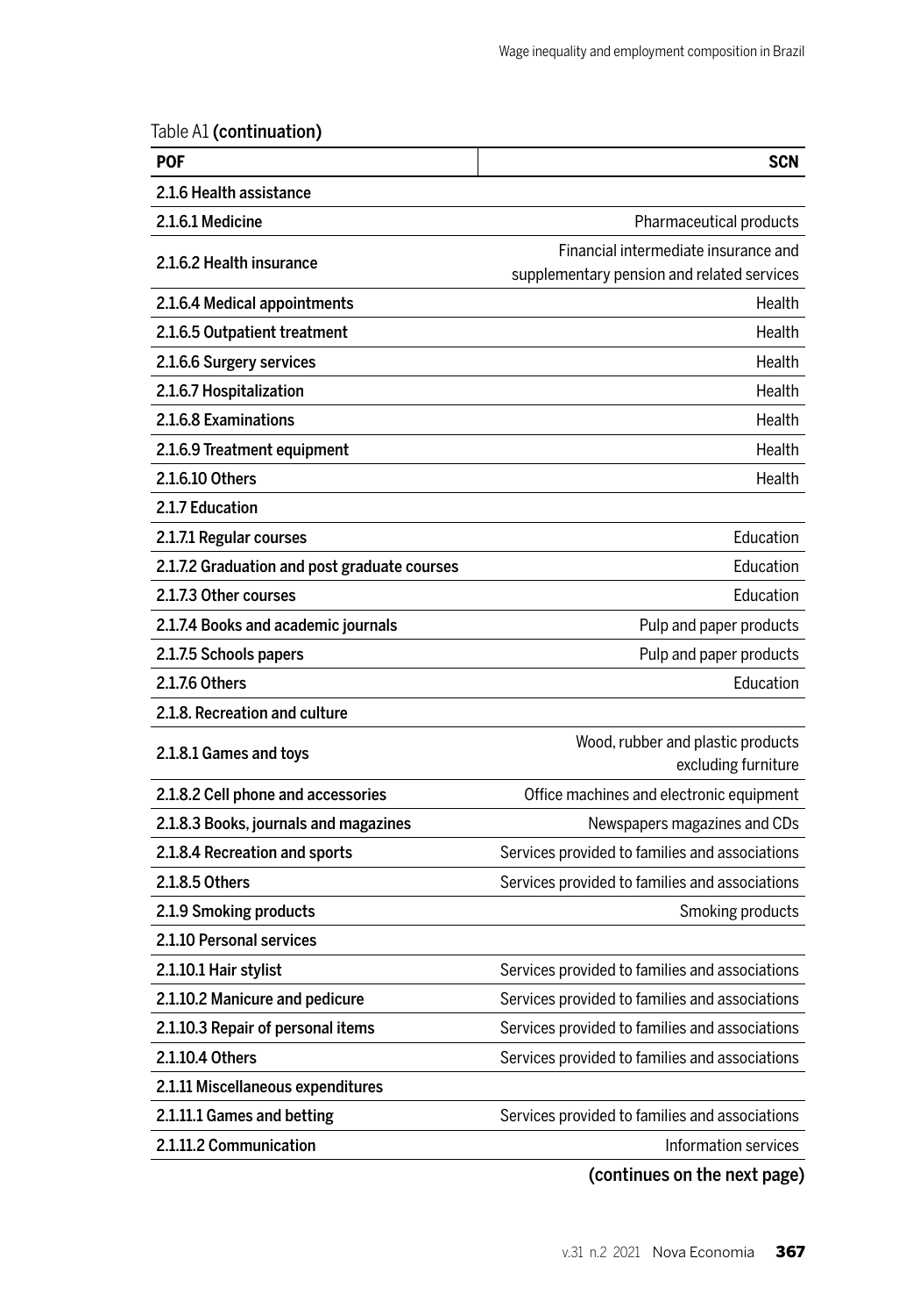Table A1 **(continuation)**

| POF | SCN |
|---|---|
| 2.1.6 Health assistance | |
| 2.1.6.1 Medicine | Pharmaceutical products |
| 2.1.6.2 Health insurance | Financial intermediate insurance and supplementary pension and related services |
| 2.1.6.4 Medical appointments | Health |
| 2.1.6.5 Outpatient treatment | Health |
| 2.1.6.6 Surgery services | Health |
| 2.1.6.7 Hospitalization | Health |
| 2.1.6.8 Examinations | Health |
| 2.1.6.9 Treatment equipment | Health |
| 2.1.6.10 Others | Health |
| 2.1.7 Education | |
| 2.1.7.1 Regular courses | Education |
| 2.1.7.2 Graduation and post graduate courses | Education |
| 2.1.7.3 Other courses | Education |
| 2.1.7.4 Books and academic journals | Pulp and paper products |
| 2.1.7.5 Schools papers | Pulp and paper products |
| 2.1.7.6 Others | Education |
| 2.1.8. Recreation and culture | |
| 2.1.8.1 Games and toys | Wood, rubber and plastic products excluding furniture |
| 2.1.8.2 Cell phone and accessories | Office machines and electronic equipment |
| 2.1.8.3 Books, journals and magazines | Newspapers magazines and CDs |
| 2.1.8.4 Recreation and sports | Services provided to families and associations |
| 2.1.8.5 Others | Services provided to families and associations |
| 2.1.9 Smoking products | Smoking products |
| 2.1.10 Personal services | |
| 2.1.10.1 Hair stylist | Services provided to families and associations |
| 2.1.10.2 Manicure and pedicure | Services provided to families and associations |
| 2.1.10.3 Repair of personal items | Services provided to families and associations |
| 2.1.10.4 Others | Services provided to families and associations |
| 2.1.11 Miscellaneous expenditures | |
| 2.1.11.1 Games and betting | Services provided to families and associations |
| 2.1.11.2 Communication | Information services |

**(continues on the next page)**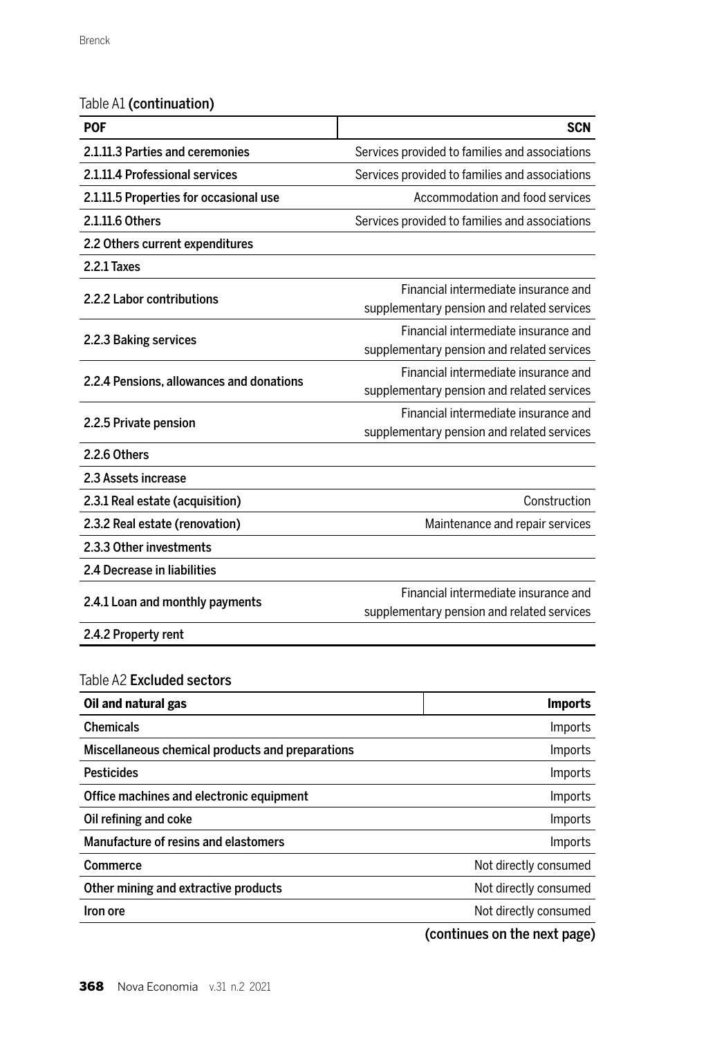Table A1 **(continuation)**

| **POF** | **SCN** |
|---|---|
| 2.1.11.3 Parties and ceremonies | Services provided to families and associations |
| 2.1.11.4 Professional services | Services provided to families and associations |
| 2.1.11.5 Properties for occasional use | Accommodation and food services |
| 2.1.11.6 Others | Services provided to families and associations |
| 2.2 Others current expenditures | |
| 2.2.1 Taxes | |
| 2.2.2 Labor contributions | Financial intermediate insurance and supplementary pension and related services |
| 2.2.3 Baking services | Financial intermediate insurance and supplementary pension and related services |
| 2.2.4 Pensions, allowances and donations | Financial intermediate insurance and supplementary pension and related services |
| 2.2.5 Private pension | Financial intermediate insurance and supplementary pension and related services |
| 2.2.6 Others | |
| 2.3 Assets increase | |
| 2.3.1 Real estate (acquisition) | Construction |
| 2.3.2 Real estate (renovation) | Maintenance and repair services |
| 2.3.3 Other investments | |
| 2.4 Decrease in liabilities | |
| 2.4.1 Loan and monthly payments | Financial intermediate insurance and supplementary pension and related services |
| 2.4.2 Property rent | |

Table A2 **Excluded sectors**

| **Oil and natural gas** | **Imports** |
|---|---|
| Chemicals | Imports |
| Miscellaneous chemical products and preparations | Imports |
| Pesticides | Imports |
| Office machines and electronic equipment | Imports |
| Oil refining and coke | Imports |
| Manufacture of resins and elastomers | Imports |
| Commerce | Not directly consumed |
| Other mining and extractive products | Not directly consumed |
| Iron ore | Not directly consumed |

**(continues on the next page)**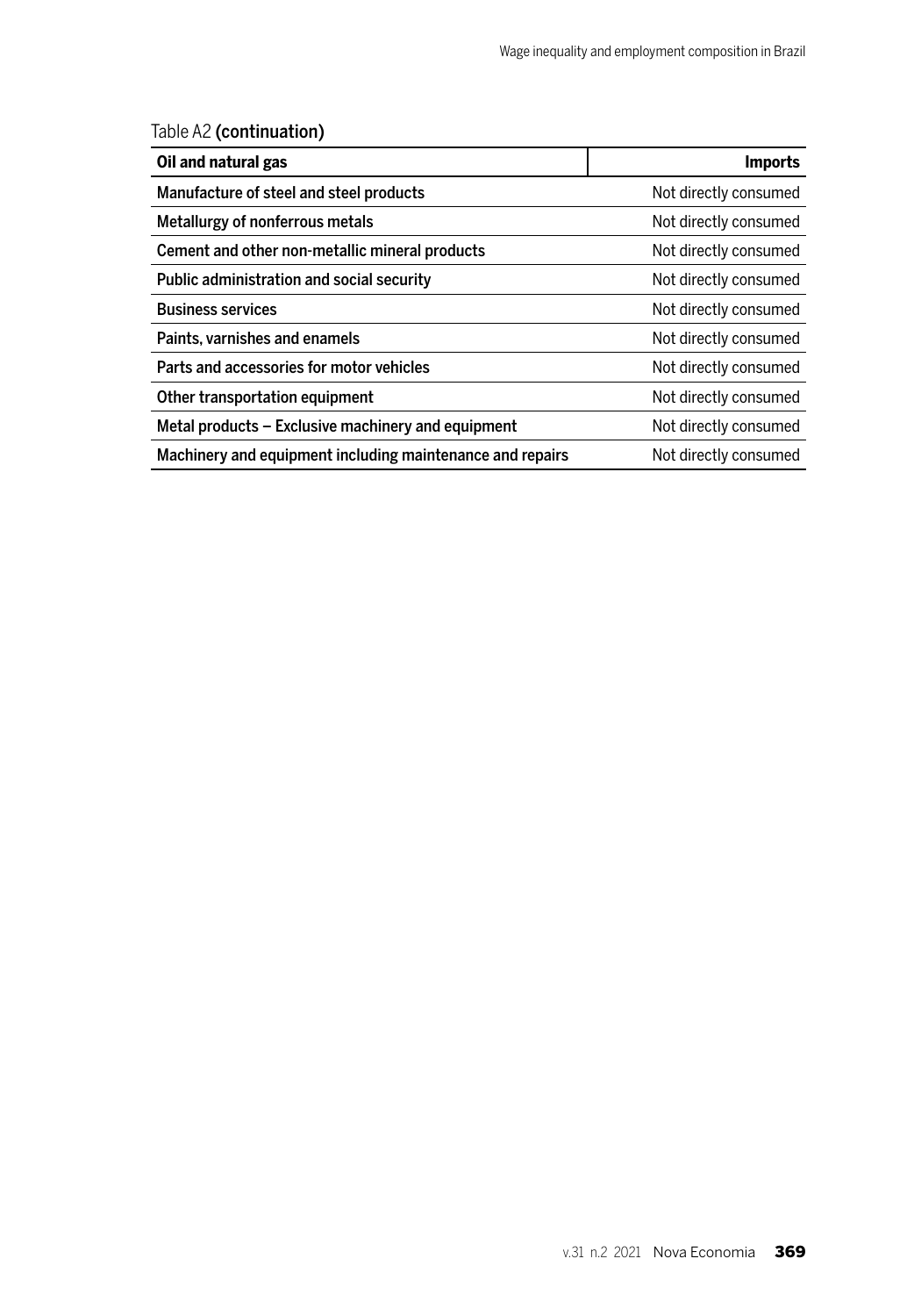Table A2 **(continuation)**

| Oil and natural gas | Imports |
|---|---|
| Manufacture of steel and steel products | Not directly consumed |
| Metallurgy of nonferrous metals | Not directly consumed |
| Cement and other non-metallic mineral products | Not directly consumed |
| Public administration and social security | Not directly consumed |
| Business services | Not directly consumed |
| Paints, varnishes and enamels | Not directly consumed |
| Parts and accessories for motor vehicles | Not directly consumed |
| Other transportation equipment | Not directly consumed |
| Metal products – Exclusive machinery and equipment | Not directly consumed |
| Machinery and equipment including maintenance and repairs | Not directly consumed |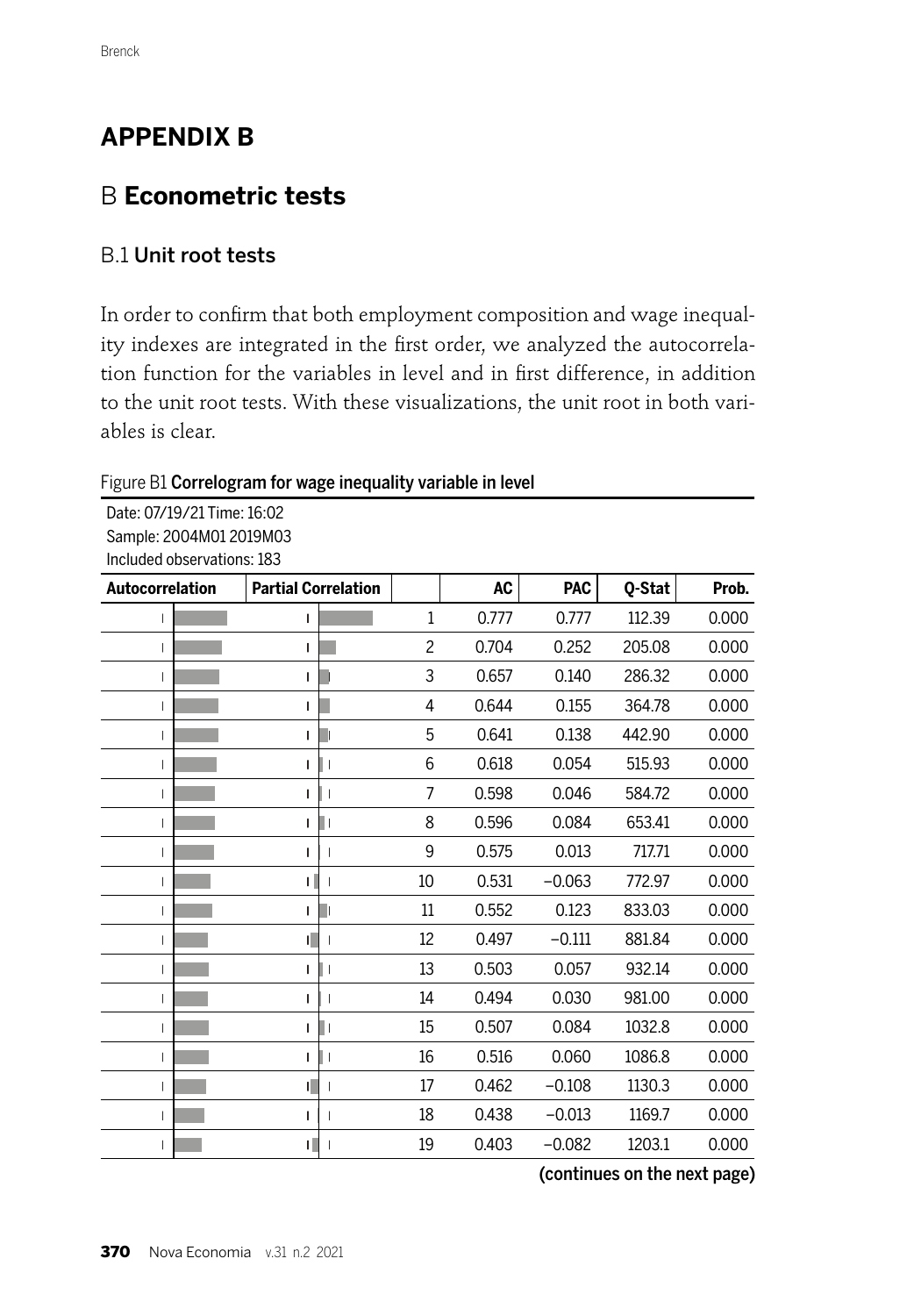# APPENDIX B

## B Econometric tests

### B.1 Unit root tests

In order to confirm that both employment composition and wage inequality indexes are integrated in the first order, we analyzed the autocorrelation function for the variables in level and in first difference, in addition to the unit root tests. With these visualizations, the unit root in both variables is clear.

Figure B1 **Correlogram for wage inequality variable in level**

Date: 07/19/21 Time: 16:02
Sample: 2004M01 2019M03
Included observations: 183

| Autocorrelation | Partial Correlation | | AC | PAC | Q-Stat | Prob. |
|---|---|---|---|---|---|---|
| | | 1 | 0.777 | 0.777 | 112.39 | 0.000 |
| | | 2 | 0.704 | 0.252 | 205.08 | 0.000 |
| | | 3 | 0.657 | 0.140 | 286.32 | 0.000 |
| | | 4 | 0.644 | 0.155 | 364.78 | 0.000 |
| | | 5 | 0.641 | 0.138 | 442.90 | 0.000 |
| | | 6 | 0.618 | 0.054 | 515.93 | 0.000 |
| | | 7 | 0.598 | 0.046 | 584.72 | 0.000 |
| | | 8 | 0.596 | 0.084 | 653.41 | 0.000 |
| | | 9 | 0.575 | 0.013 | 717.71 | 0.000 |
| | | 10 | 0.531 | −0.063 | 772.97 | 0.000 |
| | | 11 | 0.552 | 0.123 | 833.03 | 0.000 |
| | | 12 | 0.497 | −0.111 | 881.84 | 0.000 |
| | | 13 | 0.503 | 0.057 | 932.14 | 0.000 |
| | | 14 | 0.494 | 0.030 | 981.00 | 0.000 |
| | | 15 | 0.507 | 0.084 | 1032.8 | 0.000 |
| | | 16 | 0.516 | 0.060 | 1086.8 | 0.000 |
| | | 17 | 0.462 | −0.108 | 1130.3 | 0.000 |
| | | 18 | 0.438 | −0.013 | 1169.7 | 0.000 |
| | | 19 | 0.403 | −0.082 | 1203.1 | 0.000 |

**(continues on the next page)**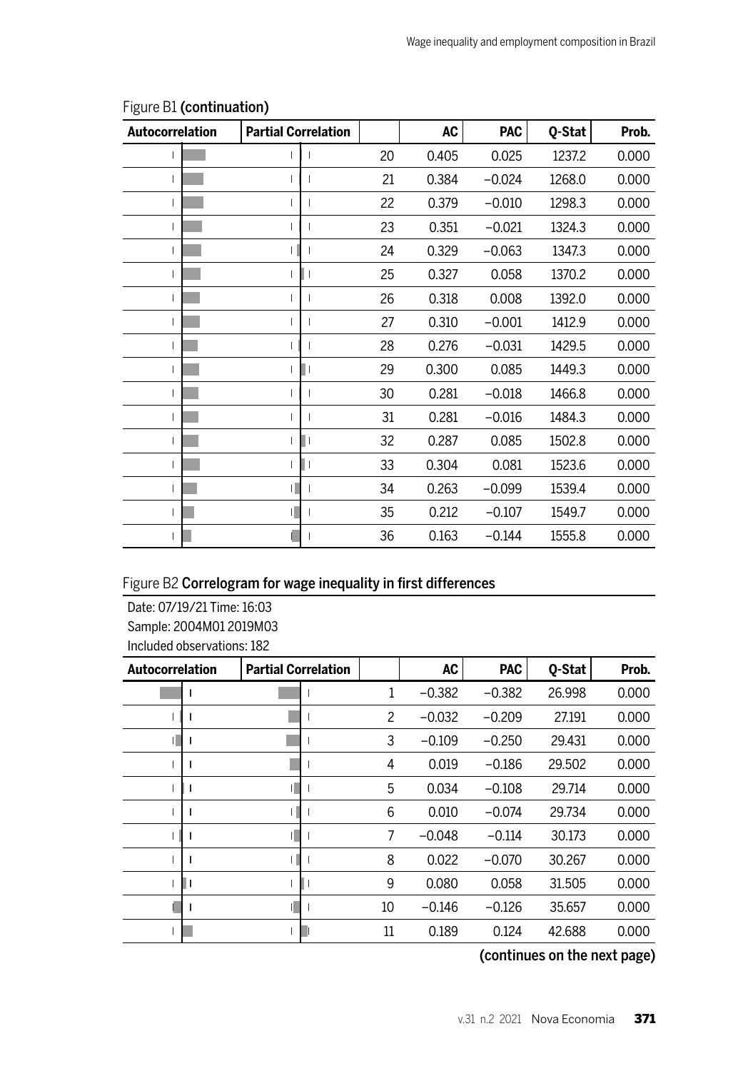Figure B1 **(continuation)**

| Autocorrelation | Partial Correlation | | AC | PAC | Q-Stat | Prob. |
|---|---|---|---|---|---|---|
| | | 20 | 0.405 | 0.025 | 1237.2 | 0.000 |
| | | 21 | 0.384 | −0.024 | 1268.0 | 0.000 |
| | | 22 | 0.379 | −0.010 | 1298.3 | 0.000 |
| | | 23 | 0.351 | −0.021 | 1324.3 | 0.000 |
| | | 24 | 0.329 | −0.063 | 1347.3 | 0.000 |
| | | 25 | 0.327 | 0.058 | 1370.2 | 0.000 |
| | | 26 | 0.318 | 0.008 | 1392.0 | 0.000 |
| | | 27 | 0.310 | −0.001 | 1412.9 | 0.000 |
| | | 28 | 0.276 | −0.031 | 1429.5 | 0.000 |
| | | 29 | 0.300 | 0.085 | 1449.3 | 0.000 |
| | | 30 | 0.281 | −0.018 | 1466.8 | 0.000 |
| | | 31 | 0.281 | −0.016 | 1484.3 | 0.000 |
| | | 32 | 0.287 | 0.085 | 1502.8 | 0.000 |
| | | 33 | 0.304 | 0.081 | 1523.6 | 0.000 |
| | | 34 | 0.263 | −0.099 | 1539.4 | 0.000 |
| | | 35 | 0.212 | −0.107 | 1549.7 | 0.000 |
| | | 36 | 0.163 | −0.144 | 1555.8 | 0.000 |

Figure B2 **Correlogram for wage inequality in first differences**

Date: 07/19/21 Time: 16:03
Sample: 2004M01 2019M03
Included observations: 182

| Autocorrelation | Partial Correlation | | AC | PAC | Q-Stat | Prob. |
|---|---|---|---|---|---|---|
| | | 1 | −0.382 | −0.382 | 26.998 | 0.000 |
| | | 2 | −0.032 | −0.209 | 27.191 | 0.000 |
| | | 3 | −0.109 | −0.250 | 29.431 | 0.000 |
| | | 4 | 0.019 | −0.186 | 29.502 | 0.000 |
| | | 5 | 0.034 | −0.108 | 29.714 | 0.000 |
| | | 6 | 0.010 | −0.074 | 29.734 | 0.000 |
| | | 7 | −0.048 | −0.114 | 30.173 | 0.000 |
| | | 8 | 0.022 | −0.070 | 30.267 | 0.000 |
| | | 9 | 0.080 | 0.058 | 31.505 | 0.000 |
| | | 10 | −0.146 | −0.126 | 35.657 | 0.000 |
| | | 11 | 0.189 | 0.124 | 42.688 | 0.000 |

**(continues on the next page)**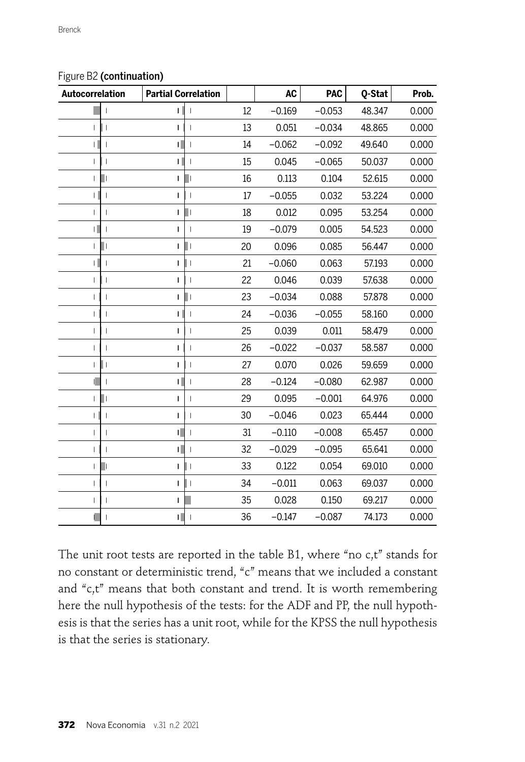Figure B2 **(continuation)**

| Autocorrelation | Partial Correlation | | AC | PAC | Q-Stat | Prob. |
|---|---|---|---|---|---|---|
| | | 12 | −0.169 | −0.053 | 48.347 | 0.000 |
| | | 13 | 0.051 | −0.034 | 48.865 | 0.000 |
| | | 14 | −0.062 | −0.092 | 49.640 | 0.000 |
| | | 15 | 0.045 | −0.065 | 50.037 | 0.000 |
| | | 16 | 0.113 | 0.104 | 52.615 | 0.000 |
| | | 17 | −0.055 | 0.032 | 53.224 | 0.000 |
| | | 18 | 0.012 | 0.095 | 53.254 | 0.000 |
| | | 19 | −0.079 | 0.005 | 54.523 | 0.000 |
| | | 20 | 0.096 | 0.085 | 56.447 | 0.000 |
| | | 21 | −0.060 | 0.063 | 57.193 | 0.000 |
| | | 22 | 0.046 | 0.039 | 57.638 | 0.000 |
| | | 23 | −0.034 | 0.088 | 57.878 | 0.000 |
| | | 24 | −0.036 | −0.055 | 58.160 | 0.000 |
| | | 25 | 0.039 | 0.011 | 58.479 | 0.000 |
| | | 26 | −0.022 | −0.037 | 58.587 | 0.000 |
| | | 27 | 0.070 | 0.026 | 59.659 | 0.000 |
| | | 28 | −0.124 | −0.080 | 62.987 | 0.000 |
| | | 29 | 0.095 | −0.001 | 64.976 | 0.000 |
| | | 30 | −0.046 | 0.023 | 65.444 | 0.000 |
| | | 31 | −0.110 | −0.008 | 65.457 | 0.000 |
| | | 32 | −0.029 | −0.095 | 65.641 | 0.000 |
| | | 33 | 0.122 | 0.054 | 69.010 | 0.000 |
| | | 34 | −0.011 | 0.063 | 69.037 | 0.000 |
| | | 35 | 0.028 | 0.150 | 69.217 | 0.000 |
| | | 36 | −0.147 | −0.087 | 74.173 | 0.000 |

The unit root tests are reported in the table B1, where "no c,t" stands for no constant or deterministic trend, "c" means that we included a constant and "c,t" means that both constant and trend. It is worth remembering here the null hypothesis of the tests: for the ADF and PP, the null hypothesis is that the series has a unit root, while for the KPSS the null hypothesis is that the series is stationary.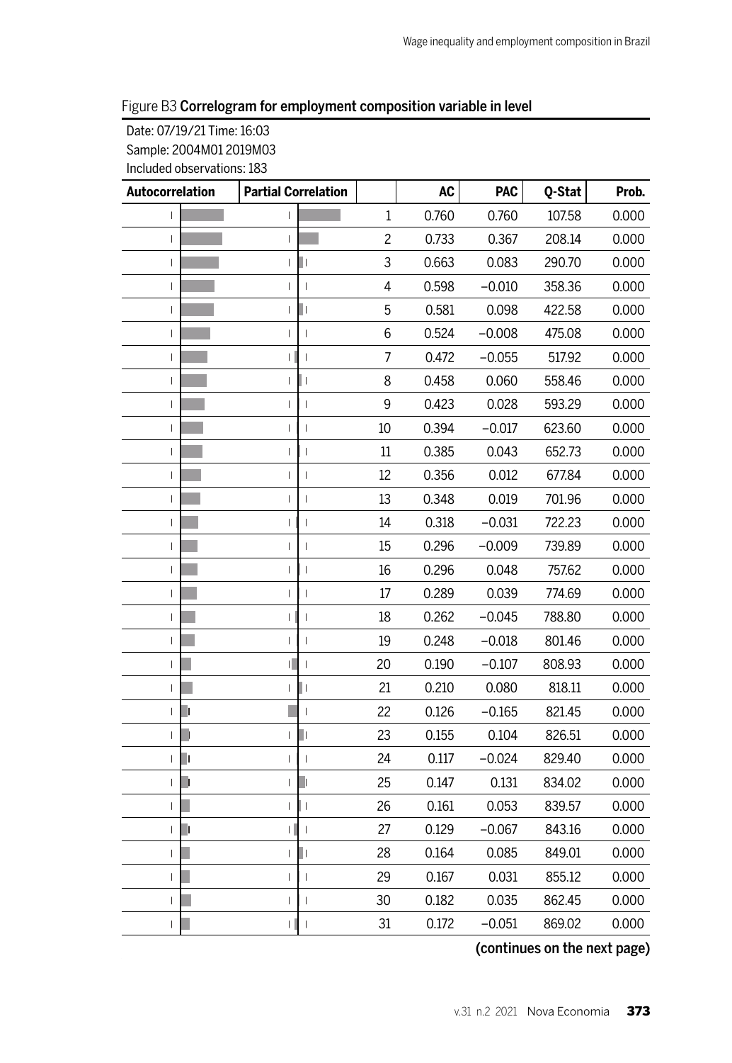Figure B3 **Correlogram for employment composition variable in level**

Date: 07/19/21 Time: 16:03
Sample: 2004M01 2019M03
Included observations: 183

| Autocorrelation | Partial Correlation | | AC | PAC | Q-Stat | Prob. |
|---|---|---|---|---|---|---|
| | | 1 | 0.760 | 0.760 | 107.58 | 0.000 |
| | | 2 | 0.733 | 0.367 | 208.14 | 0.000 |
| | | 3 | 0.663 | 0.083 | 290.70 | 0.000 |
| | | 4 | 0.598 | −0.010 | 358.36 | 0.000 |
| | | 5 | 0.581 | 0.098 | 422.58 | 0.000 |
| | | 6 | 0.524 | −0.008 | 475.08 | 0.000 |
| | | 7 | 0.472 | −0.055 | 517.92 | 0.000 |
| | | 8 | 0.458 | 0.060 | 558.46 | 0.000 |
| | | 9 | 0.423 | 0.028 | 593.29 | 0.000 |
| | | 10 | 0.394 | −0.017 | 623.60 | 0.000 |
| | | 11 | 0.385 | 0.043 | 652.73 | 0.000 |
| | | 12 | 0.356 | 0.012 | 677.84 | 0.000 |
| | | 13 | 0.348 | 0.019 | 701.96 | 0.000 |
| | | 14 | 0.318 | −0.031 | 722.23 | 0.000 |
| | | 15 | 0.296 | −0.009 | 739.89 | 0.000 |
| | | 16 | 0.296 | 0.048 | 757.62 | 0.000 |
| | | 17 | 0.289 | 0.039 | 774.69 | 0.000 |
| | | 18 | 0.262 | −0.045 | 788.80 | 0.000 |
| | | 19 | 0.248 | −0.018 | 801.46 | 0.000 |
| | | 20 | 0.190 | −0.107 | 808.93 | 0.000 |
| | | 21 | 0.210 | 0.080 | 818.11 | 0.000 |
| | | 22 | 0.126 | −0.165 | 821.45 | 0.000 |
| | | 23 | 0.155 | 0.104 | 826.51 | 0.000 |
| | | 24 | 0.117 | −0.024 | 829.40 | 0.000 |
| | | 25 | 0.147 | 0.131 | 834.02 | 0.000 |
| | | 26 | 0.161 | 0.053 | 839.57 | 0.000 |
| | | 27 | 0.129 | −0.067 | 843.16 | 0.000 |
| | | 28 | 0.164 | 0.085 | 849.01 | 0.000 |
| | | 29 | 0.167 | 0.031 | 855.12 | 0.000 |
| | | 30 | 0.182 | 0.035 | 862.45 | 0.000 |
| | | 31 | 0.172 | −0.051 | 869.02 | 0.000 |

**(continues on the next page)**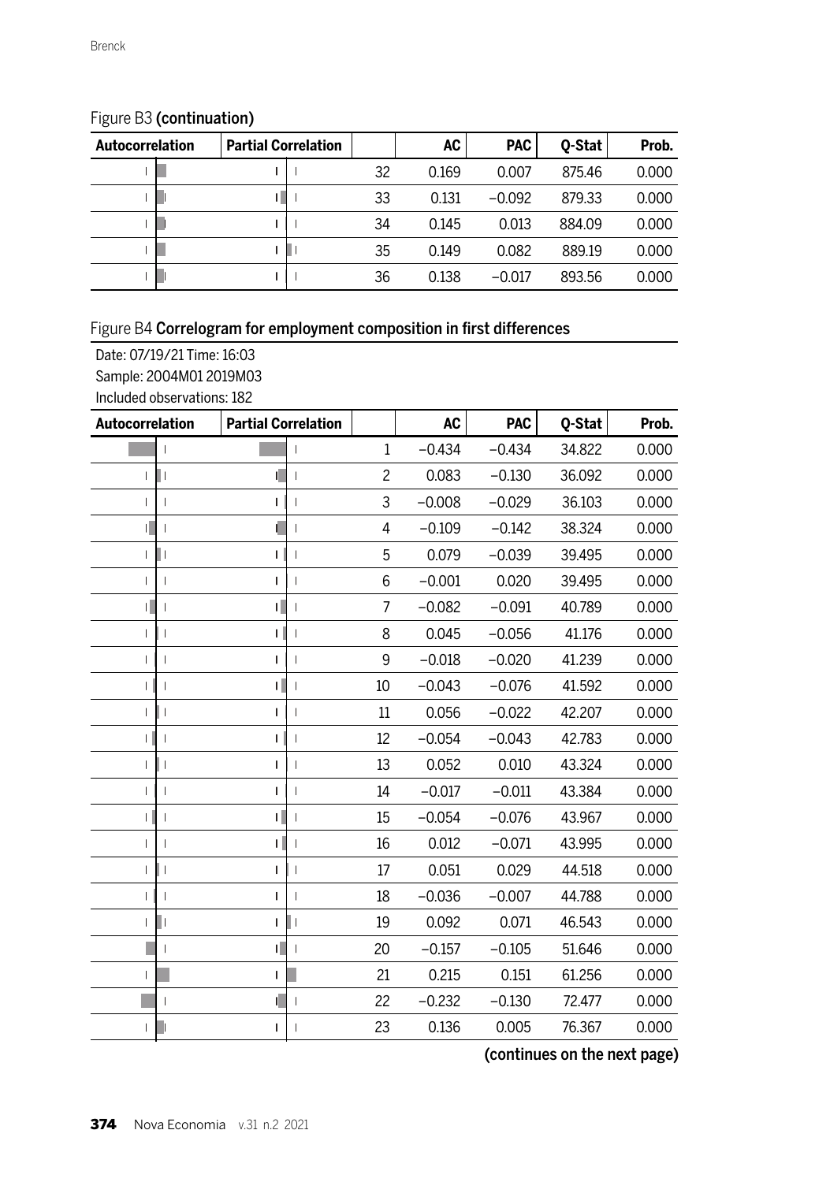Figure B3 **(continuation)**

| Autocorrelation | Partial Correlation | | AC | PAC | Q-Stat | Prob. |
|---|---|---|---|---|---|---|
| | | 32 | 0.169 | 0.007 | 875.46 | 0.000 |
| | | 33 | 0.131 | −0.092 | 879.33 | 0.000 |
| | | 34 | 0.145 | 0.013 | 884.09 | 0.000 |
| | | 35 | 0.149 | 0.082 | 889.19 | 0.000 |
| | | 36 | 0.138 | −0.017 | 893.56 | 0.000 |

Figure B4 **Correlogram for employment composition in first differences**

Date: 07/19/21 Time: 16:03
Sample: 2004M01 2019M03
Included observations: 182

| Autocorrelation | Partial Correlation | | AC | PAC | Q-Stat | Prob. |
|---|---|---|---|---|---|---|
| | | 1 | −0.434 | −0.434 | 34.822 | 0.000 |
| | | 2 | 0.083 | −0.130 | 36.092 | 0.000 |
| | | 3 | −0.008 | −0.029 | 36.103 | 0.000 |
| | | 4 | −0.109 | −0.142 | 38.324 | 0.000 |
| | | 5 | 0.079 | −0.039 | 39.495 | 0.000 |
| | | 6 | −0.001 | 0.020 | 39.495 | 0.000 |
| | | 7 | −0.082 | −0.091 | 40.789 | 0.000 |
| | | 8 | 0.045 | −0.056 | 41.176 | 0.000 |
| | | 9 | −0.018 | −0.020 | 41.239 | 0.000 |
| | | 10 | −0.043 | −0.076 | 41.592 | 0.000 |
| | | 11 | 0.056 | −0.022 | 42.207 | 0.000 |
| | | 12 | −0.054 | −0.043 | 42.783 | 0.000 |
| | | 13 | 0.052 | 0.010 | 43.324 | 0.000 |
| | | 14 | −0.017 | −0.011 | 43.384 | 0.000 |
| | | 15 | −0.054 | −0.076 | 43.967 | 0.000 |
| | | 16 | 0.012 | −0.071 | 43.995 | 0.000 |
| | | 17 | 0.051 | 0.029 | 44.518 | 0.000 |
| | | 18 | −0.036 | −0.007 | 44.788 | 0.000 |
| | | 19 | 0.092 | 0.071 | 46.543 | 0.000 |
| | | 20 | −0.157 | −0.105 | 51.646 | 0.000 |
| | | 21 | 0.215 | 0.151 | 61.256 | 0.000 |
| | | 22 | −0.232 | −0.130 | 72.477 | 0.000 |
| | | 23 | 0.136 | 0.005 | 76.367 | 0.000 |

**(continues on the next page)**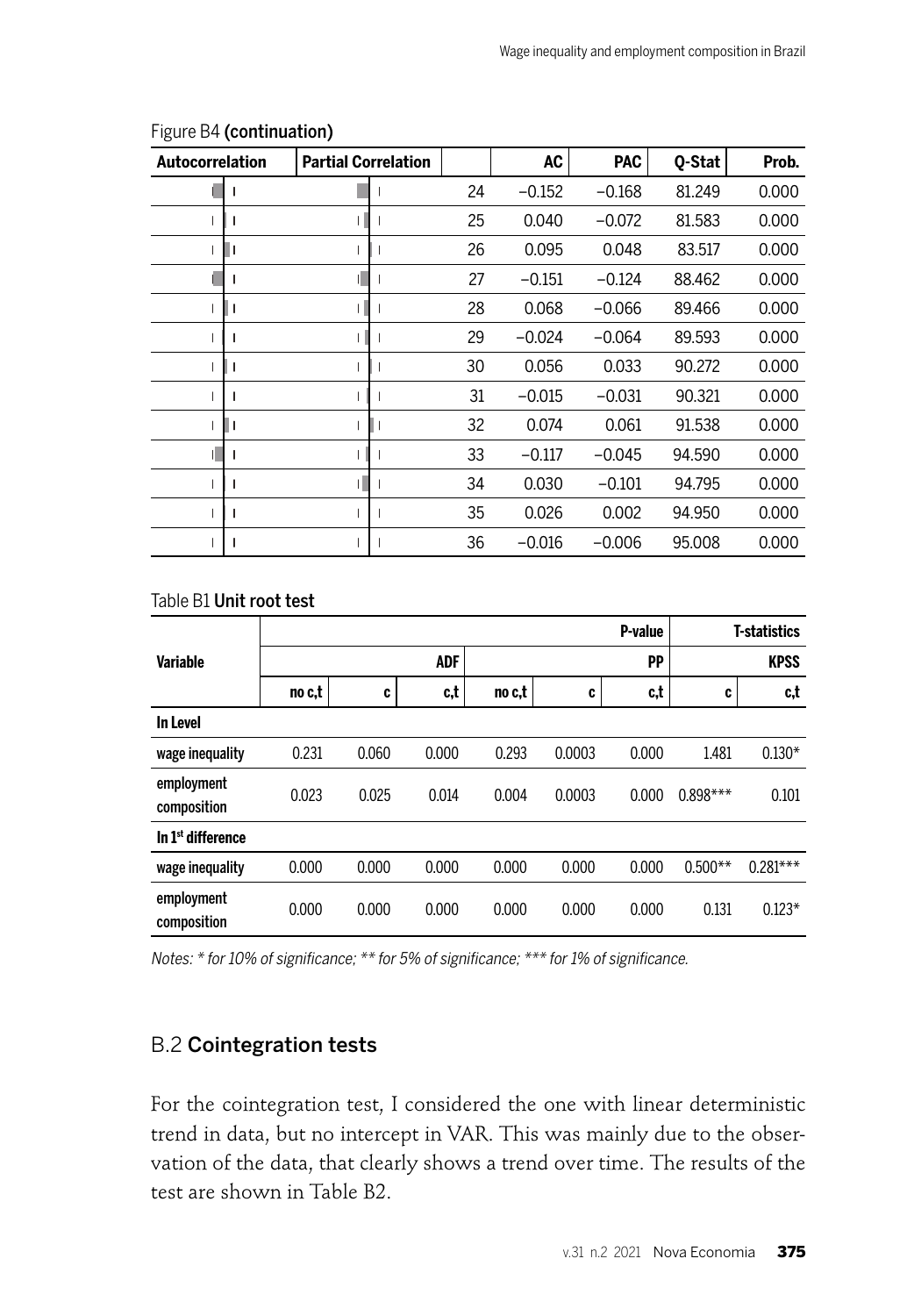Figure B4 **(continuation)**

| Autocorrelation | Partial Correlation | | AC | PAC | Q-Stat | Prob. |
|---|---|---|---|---|---|---|
| | | 24 | −0.152 | −0.168 | 81.249 | 0.000 |
| | | 25 | 0.040 | −0.072 | 81.583 | 0.000 |
| | | 26 | 0.095 | 0.048 | 83.517 | 0.000 |
| | | 27 | −0.151 | −0.124 | 88.462 | 0.000 |
| | | 28 | 0.068 | −0.066 | 89.466 | 0.000 |
| | | 29 | −0.024 | −0.064 | 89.593 | 0.000 |
| | | 30 | 0.056 | 0.033 | 90.272 | 0.000 |
| | | 31 | −0.015 | −0.031 | 90.321 | 0.000 |
| | | 32 | 0.074 | 0.061 | 91.538 | 0.000 |
| | | 33 | −0.117 | −0.045 | 94.590 | 0.000 |
| | | 34 | 0.030 | −0.101 | 94.795 | 0.000 |
| | | 35 | 0.026 | 0.002 | 94.950 | 0.000 |
| | | 36 | −0.016 | −0.006 | 95.008 | 0.000 |

Table B1 **Unit root test**

| Variable | P-value | | | | | | T-statistics | |
|---|---|---|---|---|---|---|---|---|
| | ADF | | | PP | | | KPSS | |
| | no c,t | c | c,t | no c,t | c | c,t | c | c,t |
| **In Level** | | | | | | | | |
| wage inequality | 0.231 | 0.060 | 0.000 | 0.293 | 0.0003 | 0.000 | 1.481 | 0.130* |
| employment composition | 0.023 | 0.025 | 0.014 | 0.004 | 0.0003 | 0.000 | 0.898*** | 0.101 |
| **In 1st difference** | | | | | | | | |
| wage inequality | 0.000 | 0.000 | 0.000 | 0.000 | 0.000 | 0.000 | 0.500** | 0.281*** |
| employment composition | 0.000 | 0.000 | 0.000 | 0.000 | 0.000 | 0.000 | 0.131 | 0.123* |

*Notes: * for 10% of significance; ** for 5% of significance; *** for 1% of significance.*

## B.2 Cointegration tests

For the cointegration test, I considered the one with linear deterministic trend in data, but no intercept in VAR. This was mainly due to the observation of the data, that clearly shows a trend over time. The results of the test are shown in Table B2.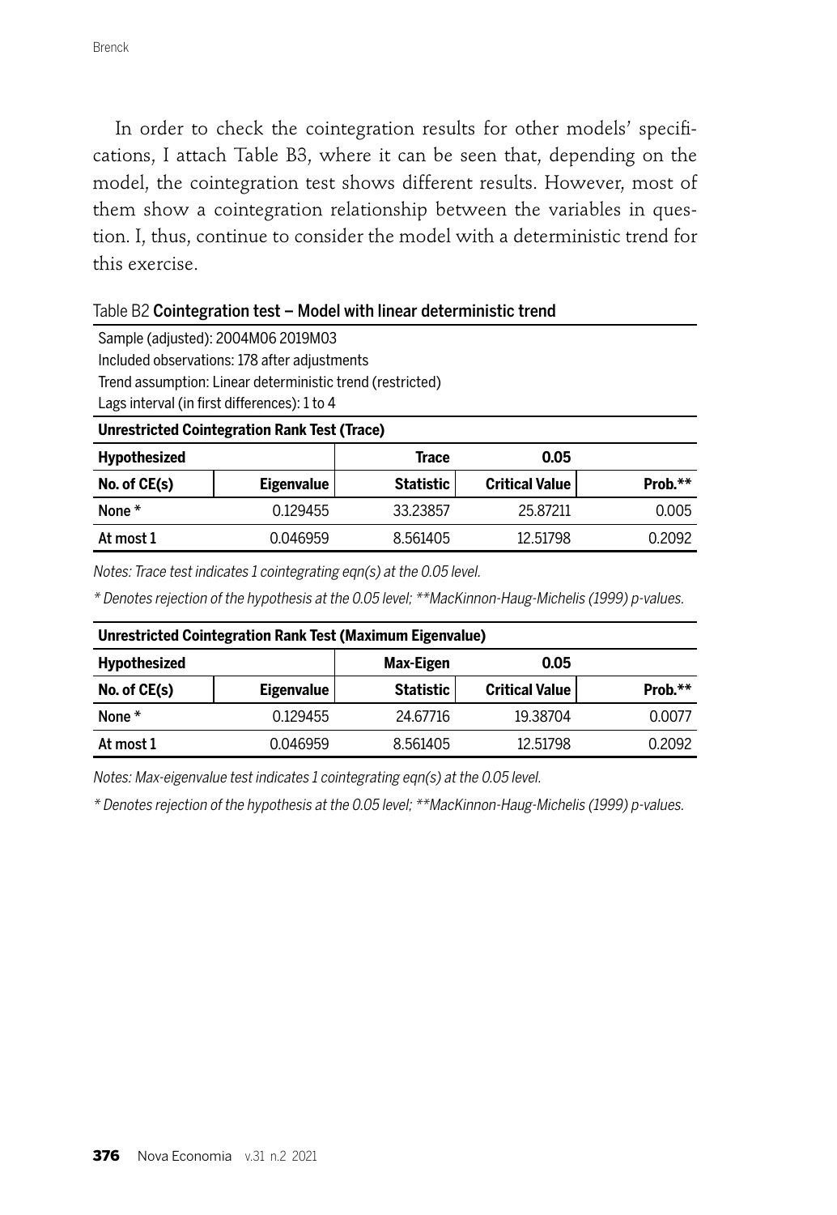In order to check the cointegration results for other models' specifications, I attach Table B3, where it can be seen that, depending on the model, the cointegration test shows different results. However, most of them show a cointegration relationship between the variables in question. I, thus, continue to consider the model with a deterministic trend for this exercise.

Table B2 **Cointegration test – Model with linear deterministic trend**

Sample (adjusted): 2004M06 2019M03
Included observations: 178 after adjustments
Trend assumption: Linear deterministic trend (restricted)
Lags interval (in first differences): 1 to 4

**Unrestricted Cointegration Rank Test (Trace)**

| Hypothesized No. of CE(s) | Eigenvalue | Trace Statistic | 0.05 Critical Value | Prob.** |
|---|---|---|---|---|
| None * | 0.129455 | 33.23857 | 25.87211 | 0.005 |
| At most 1 | 0.046959 | 8.561405 | 12.51798 | 0.2092 |

*Notes: Trace test indicates 1 cointegrating eqn(s) at the 0.05 level.*

*\* Denotes rejection of the hypothesis at the 0.05 level; \*\*MacKinnon-Haug-Michelis (1999) p-values.*

**Unrestricted Cointegration Rank Test (Maximum Eigenvalue)**

| Hypothesized No. of CE(s) | Eigenvalue | Max-Eigen Statistic | 0.05 Critical Value | Prob.** |
|---|---|---|---|---|
| None * | 0.129455 | 24.67716 | 19.38704 | 0.0077 |
| At most 1 | 0.046959 | 8.561405 | 12.51798 | 0.2092 |

*Notes: Max-eigenvalue test indicates 1 cointegrating eqn(s) at the 0.05 level.*

*\* Denotes rejection of the hypothesis at the 0.05 level; \*\*MacKinnon-Haug-Michelis (1999) p-values.*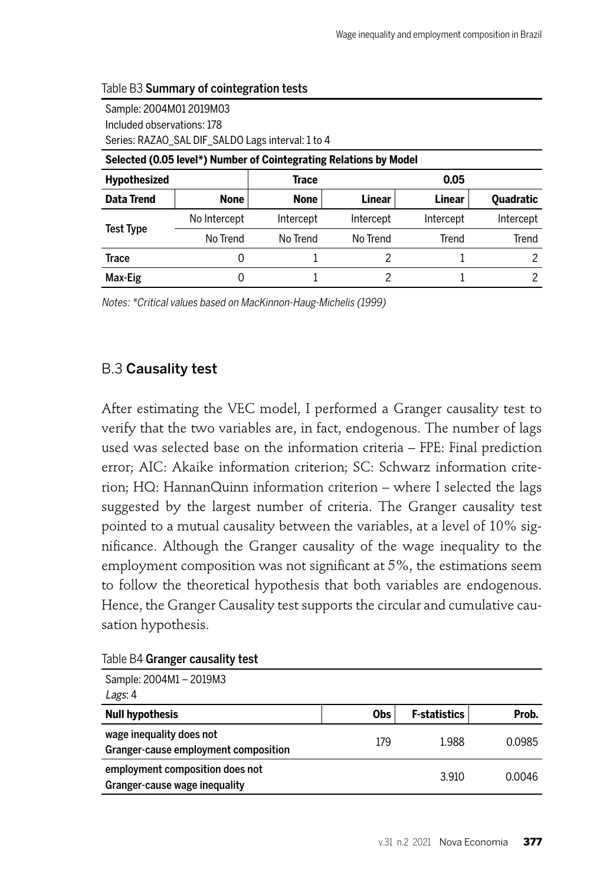Table B3 **Summary of cointegration tests**

Sample: 2004M01 2019M03
Included observations: 178
Series: RAZAO_SAL DIF_SALDO Lags interval: 1 to 4

| **Selected (0.05 level*) Number of Cointegrating Relations by Model** | | | | | |
|---|---|---|---|---|---|
| **Hypothesized** | | **Trace** | | **0.05** | |
| **Data Trend** | **None** | **None** | **Linear** | **Linear** | **Quadratic** |
| **Test Type** | No Intercept | Intercept | Intercept | Intercept | Intercept |
| | No Trend | No Trend | No Trend | Trend | Trend |
| **Trace** | 0 | 1 | 2 | 1 | 2 |
| **Max-Eig** | 0 | 1 | 2 | 1 | 2 |

*Notes: \*Critical values based on MacKinnon-Haug-Michelis (1999)*

## B.3 Causality test

After estimating the VEC model, I performed a Granger causality test to verify that the two variables are, in fact, endogenous. The number of lags used was selected base on the information criteria – FPE: Final prediction error; AIC: Akaike information criterion; SC: Schwarz information criterion; HQ: HannanQuinn information criterion – where I selected the lags suggested by the largest number of criteria. The Granger causality test pointed to a mutual causality between the variables, at a level of 10% significance. Although the Granger causality of the wage inequality to the employment composition was not significant at 5%, the estimations seem to follow the theoretical hypothesis that both variables are endogenous. Hence, the Granger Causality test supports the circular and cumulative causation hypothesis.

Table B4 **Granger causality test**

Sample: 2004M1 – 2019M3
*Lags*: 4

| **Null hypothesis** | **Obs** | **F-statistics** | **Prob.** |
|---|---|---|---|
| **wage inequality does not Granger-cause employment composition** | 179 | 1.988 | 0.0985 |
| **employment composition does not Granger-cause wage inequality** | | 3.910 | 0.0046 |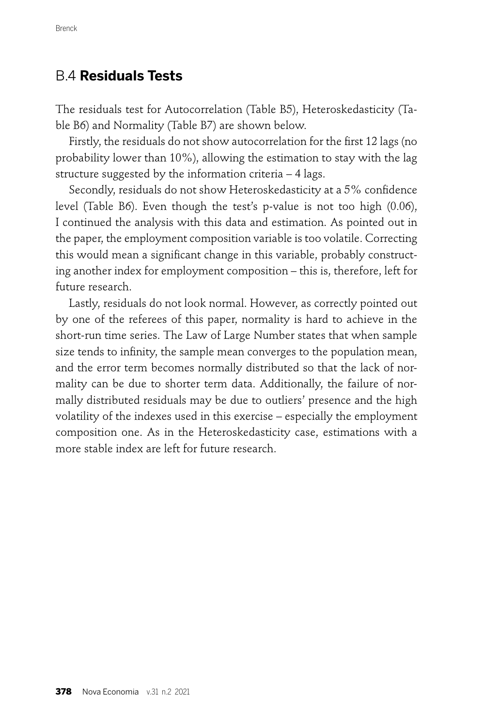## B.4 **Residuals Tests**

The residuals test for Autocorrelation (Table B5), Heteroskedasticity (Table B6) and Normality (Table B7) are shown below.

Firstly, the residuals do not show autocorrelation for the first 12 lags (no probability lower than 10%), allowing the estimation to stay with the lag structure suggested by the information criteria – 4 lags.

Secondly, residuals do not show Heteroskedasticity at a 5% confidence level (Table B6). Even though the test's p-value is not too high (0.06), I continued the analysis with this data and estimation. As pointed out in the paper, the employment composition variable is too volatile. Correcting this would mean a significant change in this variable, probably constructing another index for employment composition – this is, therefore, left for future research.

Lastly, residuals do not look normal. However, as correctly pointed out by one of the referees of this paper, normality is hard to achieve in the short-run time series. The Law of Large Number states that when sample size tends to infinity, the sample mean converges to the population mean, and the error term becomes normally distributed so that the lack of normality can be due to shorter term data. Additionally, the failure of normally distributed residuals may be due to outliers' presence and the high volatility of the indexes used in this exercise – especially the employment composition one. As in the Heteroskedasticity case, estimations with a more stable index are left for future research.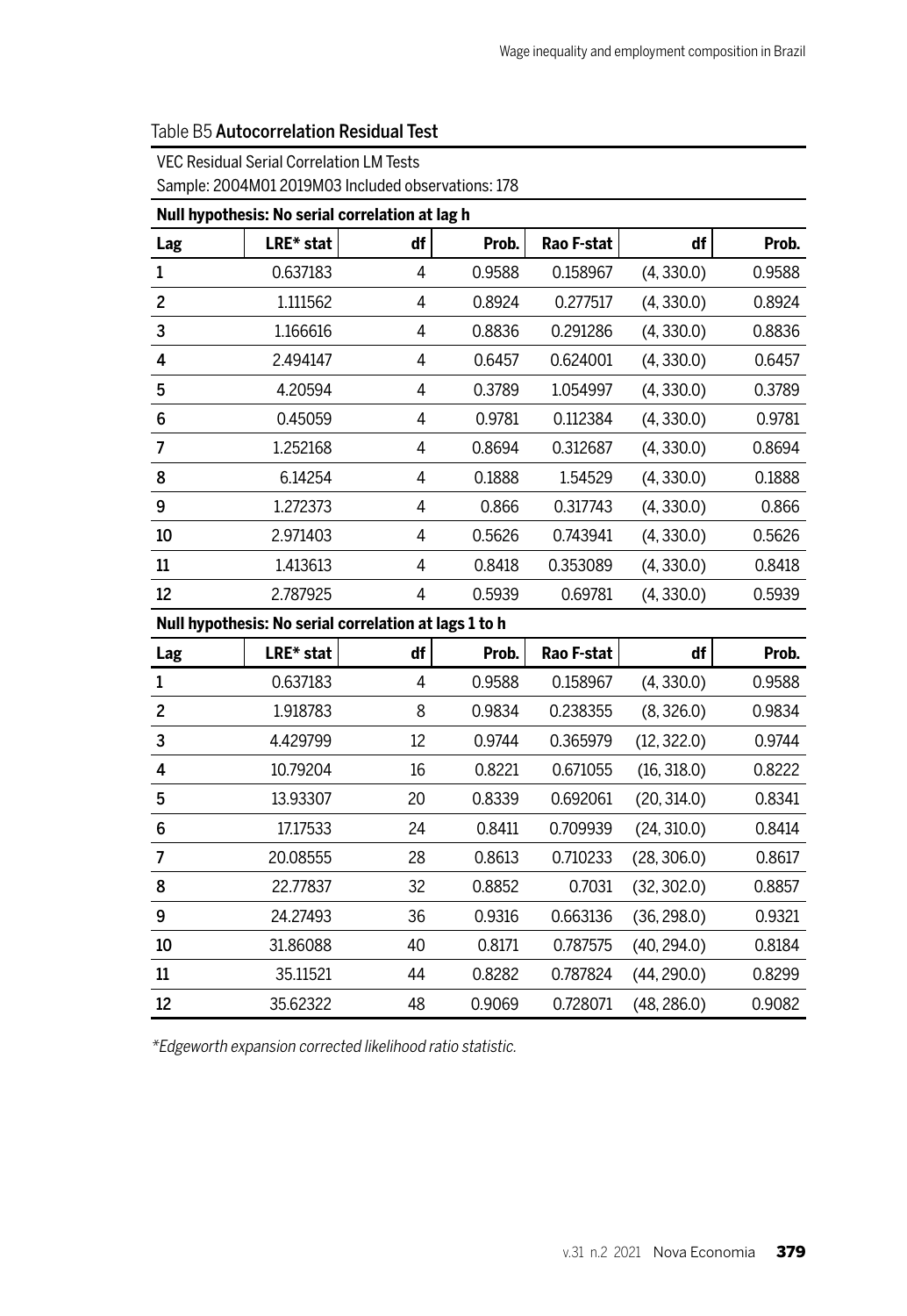Table B5 **Autocorrelation Residual Test**

VEC Residual Serial Correlation LM Tests

Sample: 2004M01 2019M03 Included observations: 178

**Null hypothesis: No serial correlation at lag h**

| Lag | LRE* stat | df | Prob. | Rao F-stat | df | Prob. |
|---|---|---|---|---|---|---|
| 1 | 0.637183 | 4 | 0.9588 | 0.158967 | (4, 330.0) | 0.9588 |
| 2 | 1.111562 | 4 | 0.8924 | 0.277517 | (4, 330.0) | 0.8924 |
| 3 | 1.166616 | 4 | 0.8836 | 0.291286 | (4, 330.0) | 0.8836 |
| 4 | 2.494147 | 4 | 0.6457 | 0.624001 | (4, 330.0) | 0.6457 |
| 5 | 4.20594 | 4 | 0.3789 | 1.054997 | (4, 330.0) | 0.3789 |
| 6 | 0.45059 | 4 | 0.9781 | 0.112384 | (4, 330.0) | 0.9781 |
| 7 | 1.252168 | 4 | 0.8694 | 0.312687 | (4, 330.0) | 0.8694 |
| 8 | 6.14254 | 4 | 0.1888 | 1.54529 | (4, 330.0) | 0.1888 |
| 9 | 1.272373 | 4 | 0.866 | 0.317743 | (4, 330.0) | 0.866 |
| 10 | 2.971403 | 4 | 0.5626 | 0.743941 | (4, 330.0) | 0.5626 |
| 11 | 1.413613 | 4 | 0.8418 | 0.353089 | (4, 330.0) | 0.8418 |
| 12 | 2.787925 | 4 | 0.5939 | 0.69781 | (4, 330.0) | 0.5939 |

**Null hypothesis: No serial correlation at lags 1 to h**

| Lag | LRE* stat | df | Prob. | Rao F-stat | df | Prob. |
|---|---|---|---|---|---|---|
| 1 | 0.637183 | 4 | 0.9588 | 0.158967 | (4, 330.0) | 0.9588 |
| 2 | 1.918783 | 8 | 0.9834 | 0.238355 | (8, 326.0) | 0.9834 |
| 3 | 4.429799 | 12 | 0.9744 | 0.365979 | (12, 322.0) | 0.9744 |
| 4 | 10.79204 | 16 | 0.8221 | 0.671055 | (16, 318.0) | 0.8222 |
| 5 | 13.93307 | 20 | 0.8339 | 0.692061 | (20, 314.0) | 0.8341 |
| 6 | 17.17533 | 24 | 0.8411 | 0.709939 | (24, 310.0) | 0.8414 |
| 7 | 20.08555 | 28 | 0.8613 | 0.710233 | (28, 306.0) | 0.8617 |
| 8 | 22.77837 | 32 | 0.8852 | 0.7031 | (32, 302.0) | 0.8857 |
| 9 | 24.27493 | 36 | 0.9316 | 0.663136 | (36, 298.0) | 0.9321 |
| 10 | 31.86088 | 40 | 0.8171 | 0.787575 | (40, 294.0) | 0.8184 |
| 11 | 35.11521 | 44 | 0.8282 | 0.787824 | (44, 290.0) | 0.8299 |
| 12 | 35.62322 | 48 | 0.9069 | 0.728071 | (48, 286.0) | 0.9082 |

*\*Edgeworth expansion corrected likelihood ratio statistic.*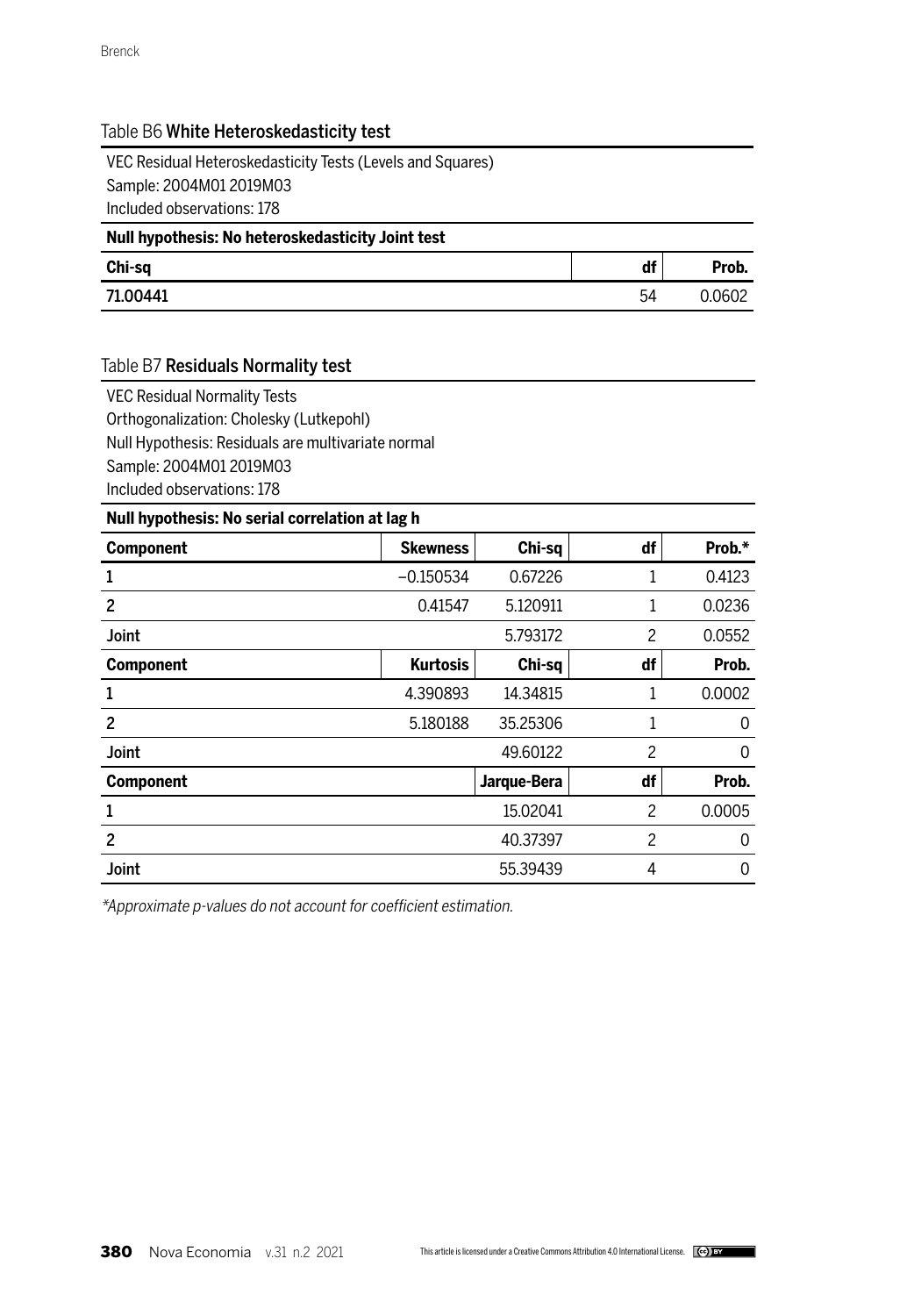Table B6 **White Heteroskedasticity test**

VEC Residual Heteroskedasticity Tests (Levels and Squares)
Sample: 2004M01 2019M03
Included observations: 178

| Null hypothesis: No heteroskedasticity Joint test | | |
|---|---|---|
| **Chi-sq** | **df** | **Prob.** |
| 71.00441 | 54 | 0.0602 |

Table B7 **Residuals Normality test**

VEC Residual Normality Tests
Orthogonalization: Cholesky (Lutkepohl)
Null Hypothesis: Residuals are multivariate normal
Sample: 2004M01 2019M03
Included observations: 178

| Null hypothesis: No serial correlation at lag h | | | | |
|---|---|---|---|---|
| **Component** | **Skewness** | **Chi-sq** | **df** | **Prob.*** |
| 1 | −0.150534 | 0.67226 | 1 | 0.4123 |
| 2 | 0.41547 | 5.120911 | 1 | 0.0236 |
| Joint | | 5.793172 | 2 | 0.0552 |
| **Component** | **Kurtosis** | **Chi-sq** | **df** | **Prob.** |
| 1 | 4.390893 | 14.34815 | 1 | 0.0002 |
| 2 | 5.180188 | 35.25306 | 1 | 0 |
| Joint | | 49.60122 | 2 | 0 |
| **Component** | | **Jarque-Bera** | **df** | **Prob.** |
| 1 | | 15.02041 | 2 | 0.0005 |
| 2 | | 40.37397 | 2 | 0 |
| Joint | | 55.39439 | 4 | 0 |

*\*Approximate p-values do not account for coefficient estimation.*